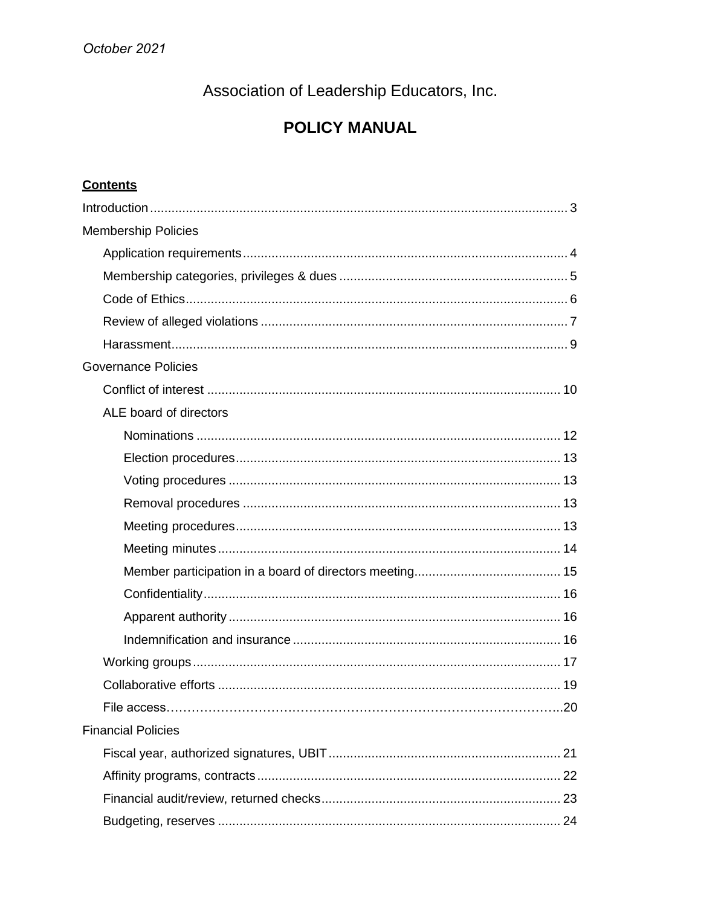*October 2021*

# Association of Leadership Educators, Inc.

## POLICY MANUAL

**Contents**

- Introduction ........ 3
- Membership Policies
  - Application requirements ........ 4
  - Membership categories, privileges & dues ........ 5
  - Code of Ethics ........ 6
  - Review of alleged violations ........ 7
  - Harassment ........ 9
- Governance Policies
  - Conflict of interest ........ 10
  - ALE board of directors
    - Nominations ........ 12
    - Election procedures ........ 13
    - Voting procedures ........ 13
    - Removal procedures ........ 13
    - Meeting procedures ........ 13
    - Meeting minutes ........ 14
    - Member participation in a board of directors meeting ........ 15
    - Confidentiality ........ 16
    - Apparent authority ........ 16
    - Indemnification and insurance ........ 16
  - Working groups ........ 17
  - Collaborative efforts ........ 19
  - File access ........ 20
- Financial Policies
  - Fiscal year, authorized signatures, UBIT ........ 21
  - Affinity programs, contracts ........ 22
  - Financial audit/review, returned checks ........ 23
  - Budgeting, reserves ........ 24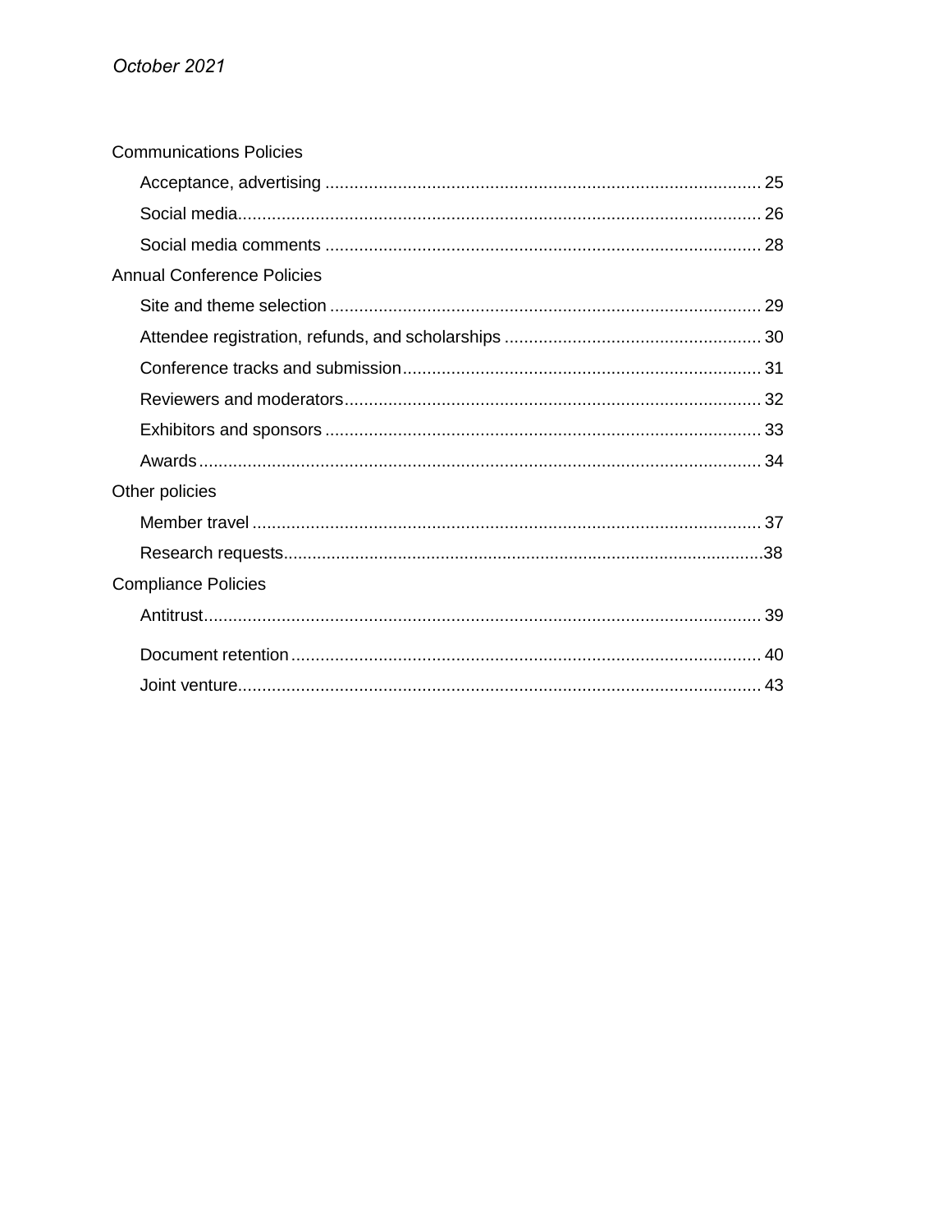Communications Policies

- Acceptance, advertising ........................................................................................ 25
- Social media.......................................................................................................... 26
- Social media comments ........................................................................................ 28

Annual Conference Policies

- Site and theme selection ....................................................................................... 29
- Attendee registration, refunds, and scholarships .................................................... 30
- Conference tracks and submission........................................................................ 31
- Reviewers and moderators.................................................................................... 32
- Exhibitors and sponsors ........................................................................................ 33
- Awards.................................................................................................................. 34

Other policies

- Member travel ....................................................................................................... 37
- Research requests.................................................................................................38

Compliance Policies

- Antitrust................................................................................................................. 39
- Document retention............................................................................................... 40
- Joint venture.......................................................................................................... 43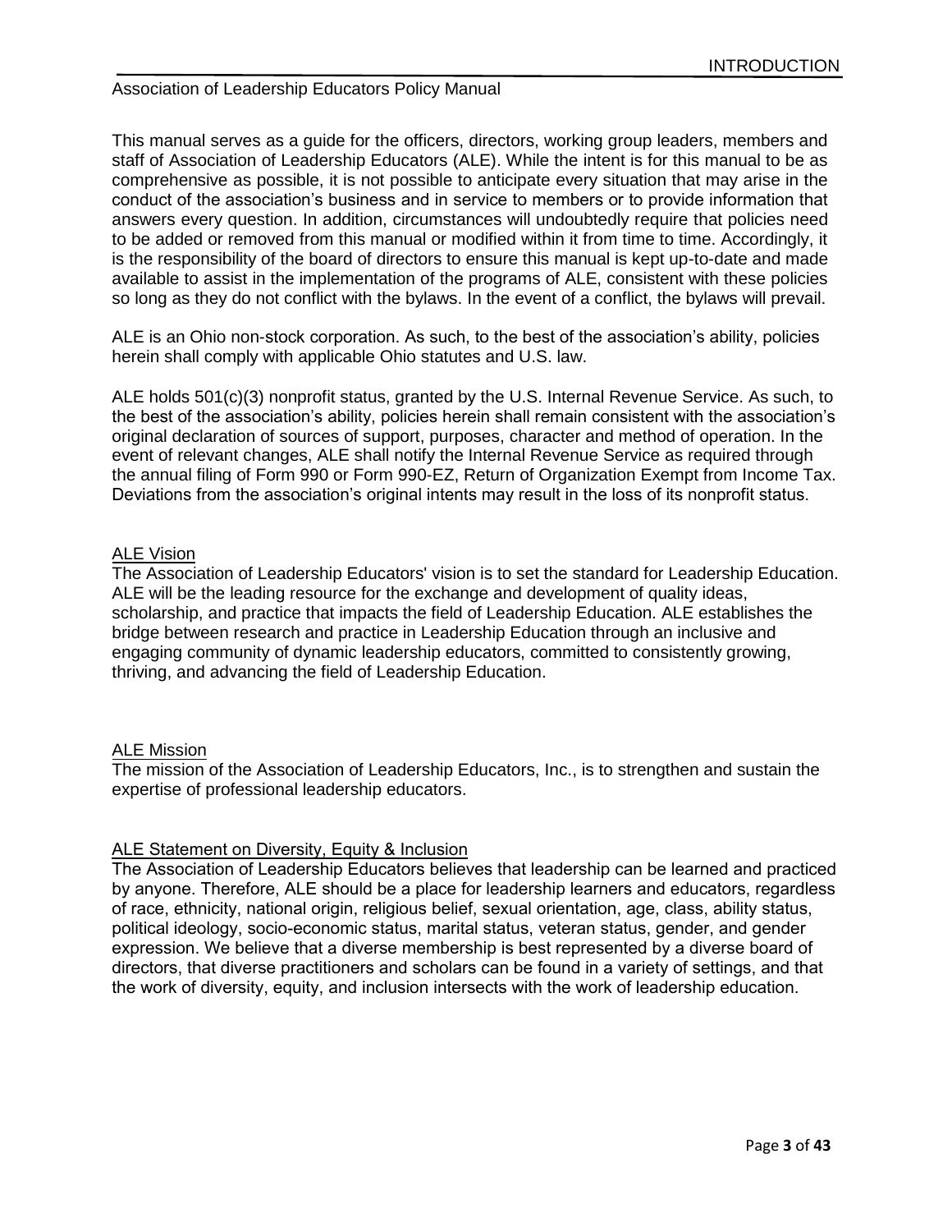# INTRODUCTION

Association of Leadership Educators Policy Manual

This manual serves as a guide for the officers, directors, working group leaders, members and staff of Association of Leadership Educators (ALE). While the intent is for this manual to be as comprehensive as possible, it is not possible to anticipate every situation that may arise in the conduct of the association's business and in service to members or to provide information that answers every question. In addition, circumstances will undoubtedly require that policies need to be added or removed from this manual or modified within it from time to time. Accordingly, it is the responsibility of the board of directors to ensure this manual is kept up-to-date and made available to assist in the implementation of the programs of ALE, consistent with these policies so long as they do not conflict with the bylaws. In the event of a conflict, the bylaws will prevail.

ALE is an Ohio non-stock corporation. As such, to the best of the association's ability, policies herein shall comply with applicable Ohio statutes and U.S. law.

ALE holds 501(c)(3) nonprofit status, granted by the U.S. Internal Revenue Service. As such, to the best of the association's ability, policies herein shall remain consistent with the association's original declaration of sources of support, purposes, character and method of operation. In the event of relevant changes, ALE shall notify the Internal Revenue Service as required through the annual filing of Form 990 or Form 990-EZ, Return of Organization Exempt from Income Tax. Deviations from the association's original intents may result in the loss of its nonprofit status.

## ALE Vision

The Association of Leadership Educators' vision is to set the standard for Leadership Education. ALE will be the leading resource for the exchange and development of quality ideas, scholarship, and practice that impacts the field of Leadership Education. ALE establishes the bridge between research and practice in Leadership Education through an inclusive and engaging community of dynamic leadership educators, committed to consistently growing, thriving, and advancing the field of Leadership Education.

## ALE Mission

The mission of the Association of Leadership Educators, Inc., is to strengthen and sustain the expertise of professional leadership educators.

## ALE Statement on Diversity, Equity & Inclusion

The Association of Leadership Educators believes that leadership can be learned and practiced by anyone. Therefore, ALE should be a place for leadership learners and educators, regardless of race, ethnicity, national origin, religious belief, sexual orientation, age, class, ability status, political ideology, socio-economic status, marital status, veteran status, gender, and gender expression. We believe that a diverse membership is best represented by a diverse board of directors, that diverse practitioners and scholars can be found in a variety of settings, and that the work of diversity, equity, and inclusion intersects with the work of leadership education.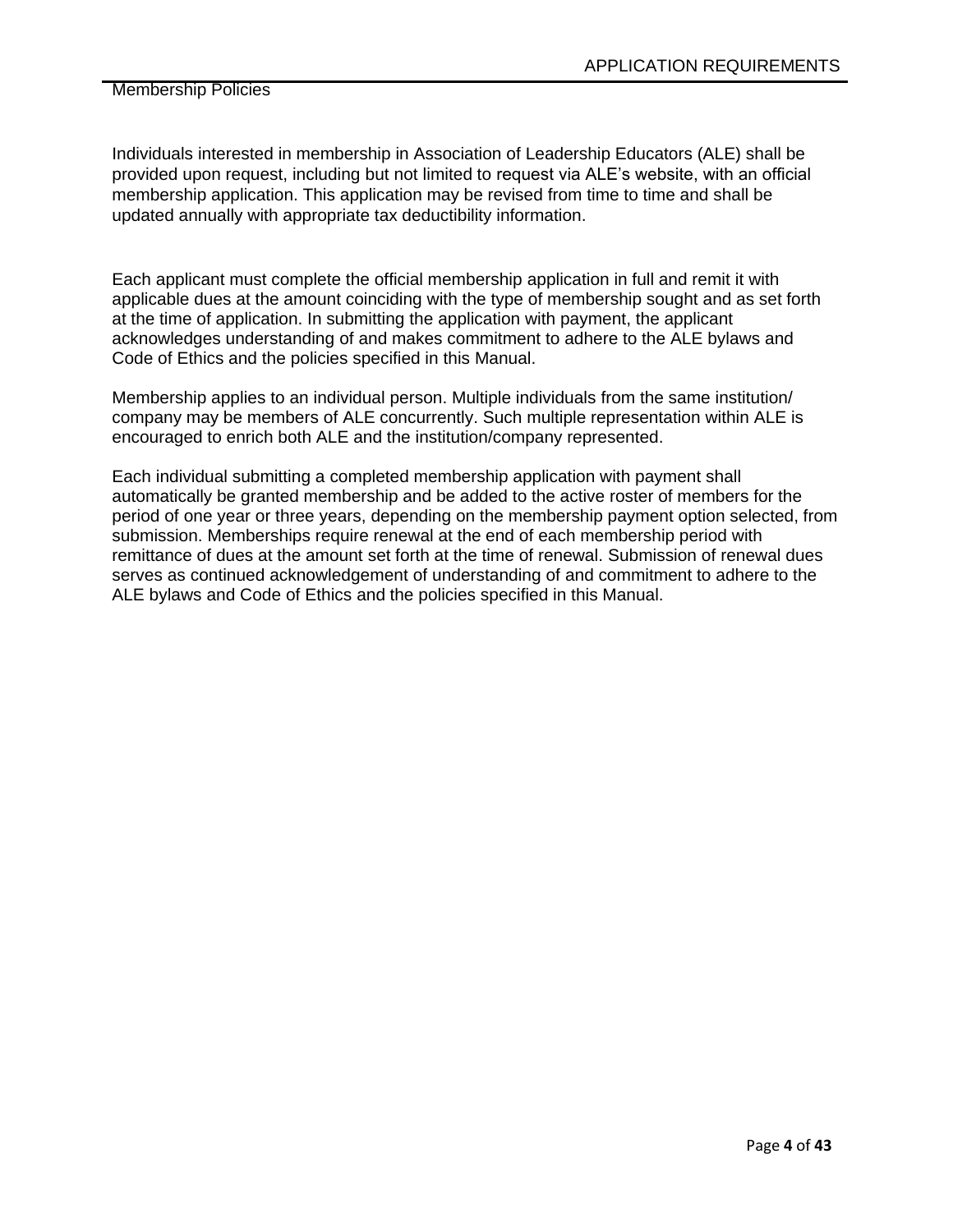## Membership Policies

Individuals interested in membership in Association of Leadership Educators (ALE) shall be provided upon request, including but not limited to request via ALE's website, with an official membership application. This application may be revised from time to time and shall be updated annually with appropriate tax deductibility information.

Each applicant must complete the official membership application in full and remit it with applicable dues at the amount coinciding with the type of membership sought and as set forth at the time of application. In submitting the application with payment, the applicant acknowledges understanding of and makes commitment to adhere to the ALE bylaws and Code of Ethics and the policies specified in this Manual.

Membership applies to an individual person. Multiple individuals from the same institution/company may be members of ALE concurrently. Such multiple representation within ALE is encouraged to enrich both ALE and the institution/company represented.

Each individual submitting a completed membership application with payment shall automatically be granted membership and be added to the active roster of members for the period of one year or three years, depending on the membership payment option selected, from submission. Memberships require renewal at the end of each membership period with remittance of dues at the amount set forth at the time of renewal. Submission of renewal dues serves as continued acknowledgement of understanding of and commitment to adhere to the ALE bylaws and Code of Ethics and the policies specified in this Manual.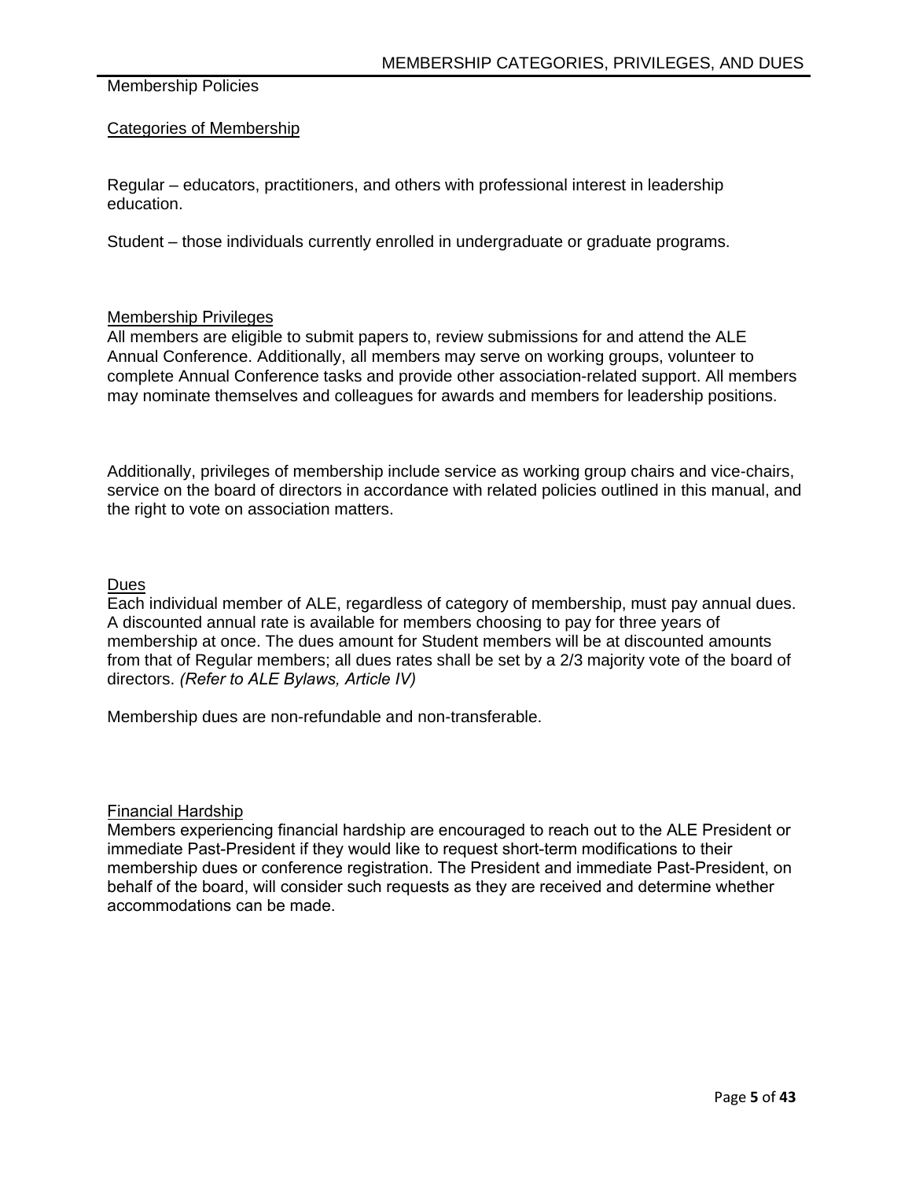# MEMBERSHIP CATEGORIES, PRIVILEGES, AND DUES

Membership Policies

## Categories of Membership

Regular – educators, practitioners, and others with professional interest in leadership education.

Student – those individuals currently enrolled in undergraduate or graduate programs.

## Membership Privileges

All members are eligible to submit papers to, review submissions for and attend the ALE Annual Conference. Additionally, all members may serve on working groups, volunteer to complete Annual Conference tasks and provide other association-related support. All members may nominate themselves and colleagues for awards and members for leadership positions.

Additionally, privileges of membership include service as working group chairs and vice-chairs, service on the board of directors in accordance with related policies outlined in this manual, and the right to vote on association matters.

## Dues

Each individual member of ALE, regardless of category of membership, must pay annual dues. A discounted annual rate is available for members choosing to pay for three years of membership at once. The dues amount for Student members will be at discounted amounts from that of Regular members; all dues rates shall be set by a 2/3 majority vote of the board of directors. *(Refer to ALE Bylaws, Article IV)*

Membership dues are non-refundable and non-transferable.

## Financial Hardship

Members experiencing financial hardship are encouraged to reach out to the ALE President or immediate Past-President if they would like to request short-term modifications to their membership dues or conference registration. The President and immediate Past-President, on behalf of the board, will consider such requests as they are received and determine whether accommodations can be made.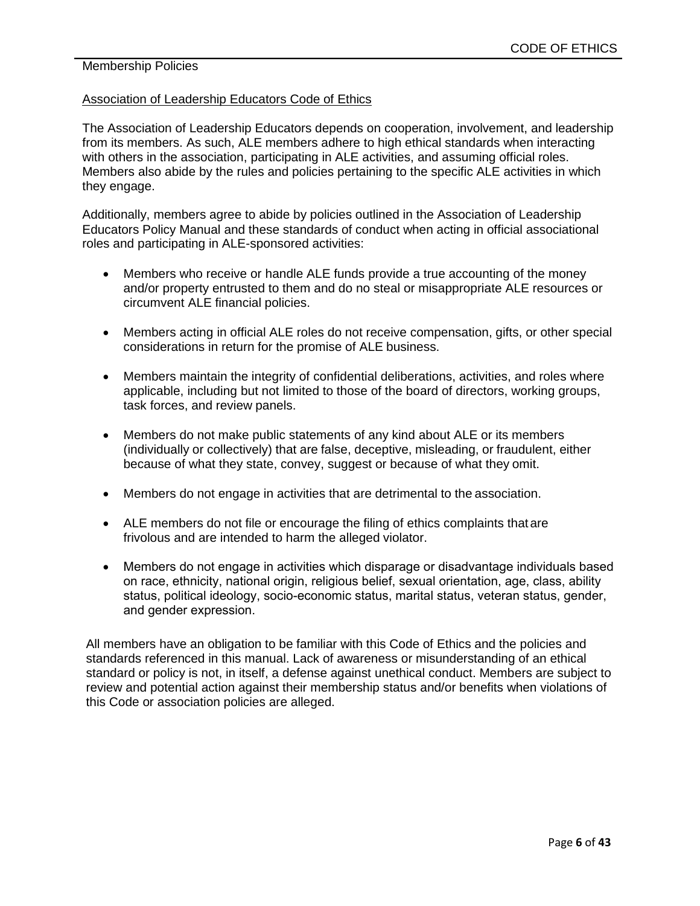Membership Policies

## Association of Leadership Educators Code of Ethics

The Association of Leadership Educators depends on cooperation, involvement, and leadership from its members. As such, ALE members adhere to high ethical standards when interacting with others in the association, participating in ALE activities, and assuming official roles. Members also abide by the rules and policies pertaining to the specific ALE activities in which they engage.

Additionally, members agree to abide by policies outlined in the Association of Leadership Educators Policy Manual and these standards of conduct when acting in official associational roles and participating in ALE-sponsored activities:

- Members who receive or handle ALE funds provide a true accounting of the money and/or property entrusted to them and do no steal or misappropriate ALE resources or circumvent ALE financial policies.
- Members acting in official ALE roles do not receive compensation, gifts, or other special considerations in return for the promise of ALE business.
- Members maintain the integrity of confidential deliberations, activities, and roles where applicable, including but not limited to those of the board of directors, working groups, task forces, and review panels.
- Members do not make public statements of any kind about ALE or its members (individually or collectively) that are false, deceptive, misleading, or fraudulent, either because of what they state, convey, suggest or because of what they omit.
- Members do not engage in activities that are detrimental to the association.
- ALE members do not file or encourage the filing of ethics complaints that are frivolous and are intended to harm the alleged violator.
- Members do not engage in activities which disparage or disadvantage individuals based on race, ethnicity, national origin, religious belief, sexual orientation, age, class, ability status, political ideology, socio-economic status, marital status, veteran status, gender, and gender expression.

All members have an obligation to be familiar with this Code of Ethics and the policies and standards referenced in this manual. Lack of awareness or misunderstanding of an ethical standard or policy is not, in itself, a defense against unethical conduct. Members are subject to review and potential action against their membership status and/or benefits when violations of this Code or association policies are alleged.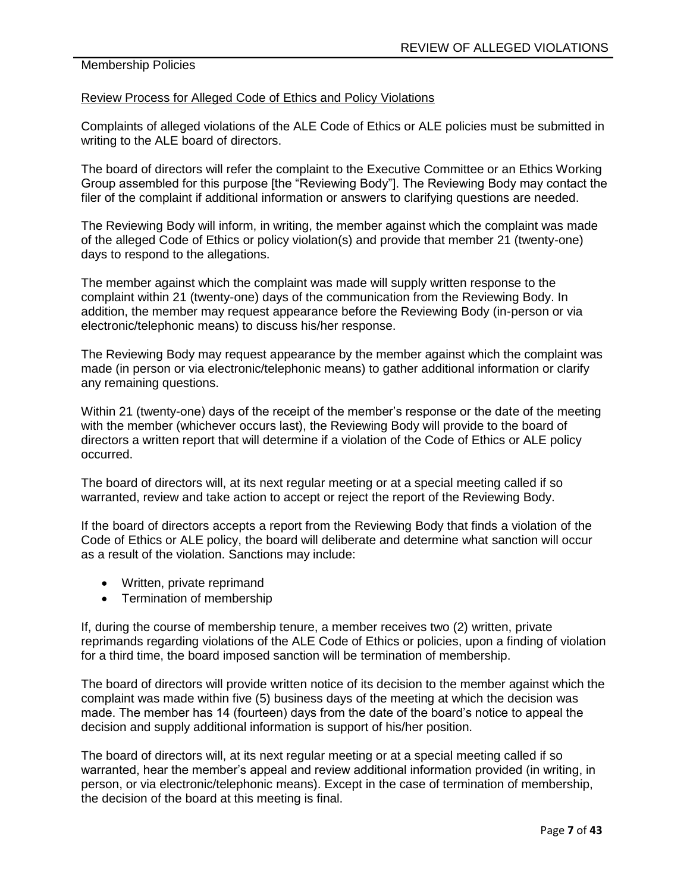Membership Policies

Review Process for Alleged Code of Ethics and Policy Violations

Complaints of alleged violations of the ALE Code of Ethics or ALE policies must be submitted in writing to the ALE board of directors.

The board of directors will refer the complaint to the Executive Committee or an Ethics Working Group assembled for this purpose [the "Reviewing Body"]. The Reviewing Body may contact the filer of the complaint if additional information or answers to clarifying questions are needed.

The Reviewing Body will inform, in writing, the member against which the complaint was made of the alleged Code of Ethics or policy violation(s) and provide that member 21 (twenty-one) days to respond to the allegations.

The member against which the complaint was made will supply written response to the complaint within 21 (twenty-one) days of the communication from the Reviewing Body. In addition, the member may request appearance before the Reviewing Body (in-person or via electronic/telephonic means) to discuss his/her response.

The Reviewing Body may request appearance by the member against which the complaint was made (in person or via electronic/telephonic means) to gather additional information or clarify any remaining questions.

Within 21 (twenty-one) days of the receipt of the member's response or the date of the meeting with the member (whichever occurs last), the Reviewing Body will provide to the board of directors a written report that will determine if a violation of the Code of Ethics or ALE policy occurred.

The board of directors will, at its next regular meeting or at a special meeting called if so warranted, review and take action to accept or reject the report of the Reviewing Body.

If the board of directors accepts a report from the Reviewing Body that finds a violation of the Code of Ethics or ALE policy, the board will deliberate and determine what sanction will occur as a result of the violation. Sanctions may include:

- Written, private reprimand
- Termination of membership

If, during the course of membership tenure, a member receives two (2) written, private reprimands regarding violations of the ALE Code of Ethics or policies, upon a finding of violation for a third time, the board imposed sanction will be termination of membership.

The board of directors will provide written notice of its decision to the member against which the complaint was made within five (5) business days of the meeting at which the decision was made. The member has 14 (fourteen) days from the date of the board's notice to appeal the decision and supply additional information is support of his/her position.

The board of directors will, at its next regular meeting or at a special meeting called if so warranted, hear the member's appeal and review additional information provided (in writing, in person, or via electronic/telephonic means). Except in the case of termination of membership, the decision of the board at this meeting is final.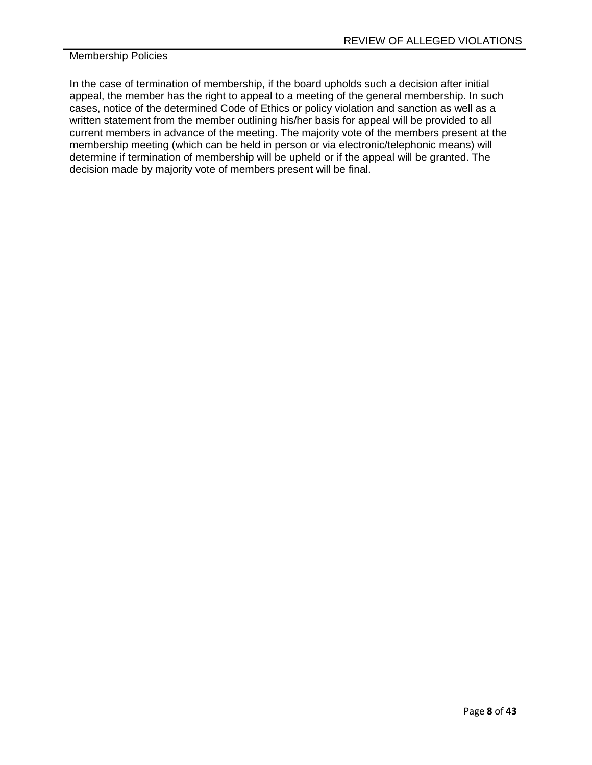Membership Policies

In the case of termination of membership, if the board upholds such a decision after initial appeal, the member has the right to appeal to a meeting of the general membership. In such cases, notice of the determined Code of Ethics or policy violation and sanction as well as a written statement from the member outlining his/her basis for appeal will be provided to all current members in advance of the meeting. The majority vote of the members present at the membership meeting (which can be held in person or via electronic/telephonic means) will determine if termination of membership will be upheld or if the appeal will be granted. The decision made by majority vote of members present will be final.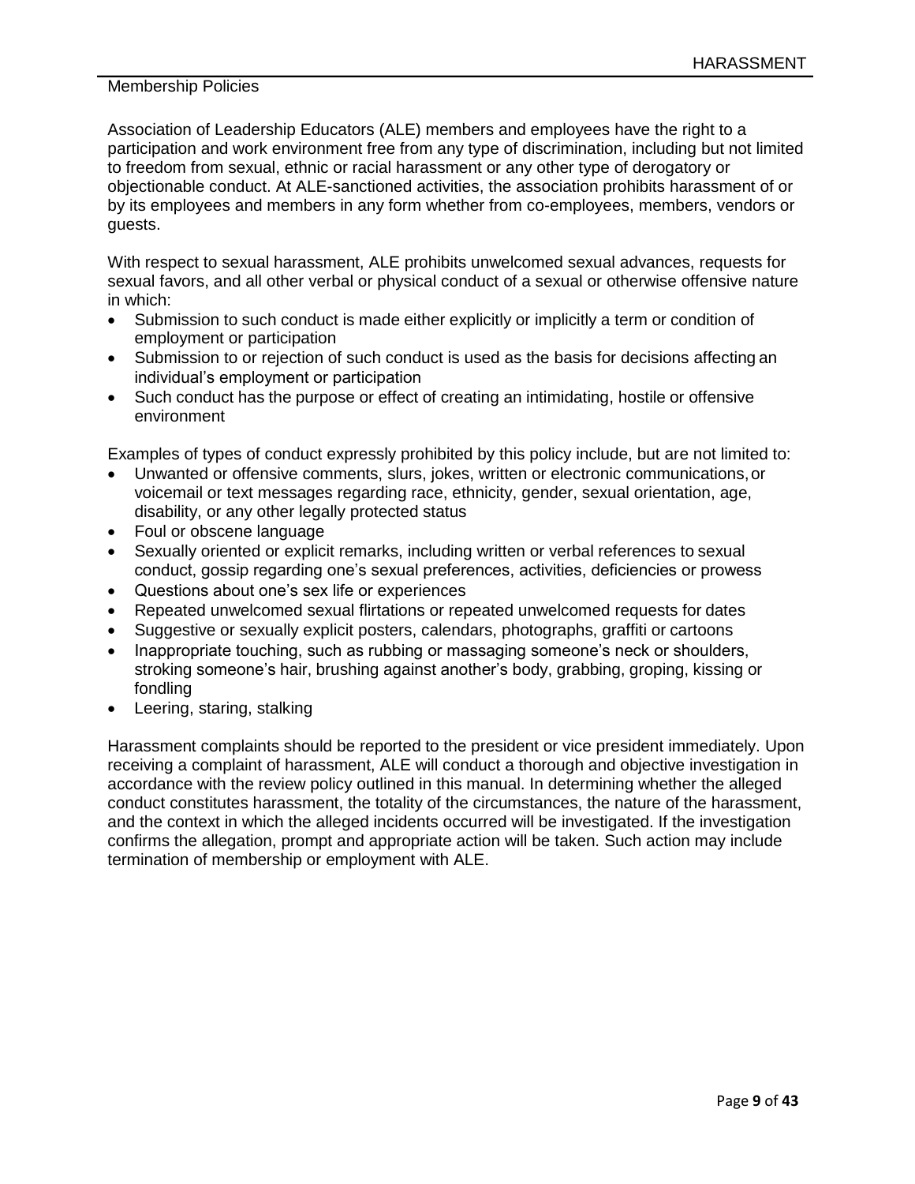# HARASSMENT

Membership Policies

Association of Leadership Educators (ALE) members and employees have the right to a participation and work environment free from any type of discrimination, including but not limited to freedom from sexual, ethnic or racial harassment or any other type of derogatory or objectionable conduct. At ALE-sanctioned activities, the association prohibits harassment of or by its employees and members in any form whether from co-employees, members, vendors or guests.

With respect to sexual harassment, ALE prohibits unwelcomed sexual advances, requests for sexual favors, and all other verbal or physical conduct of a sexual or otherwise offensive nature in which:

- Submission to such conduct is made either explicitly or implicitly a term or condition of employment or participation
- Submission to or rejection of such conduct is used as the basis for decisions affecting an individual's employment or participation
- Such conduct has the purpose or effect of creating an intimidating, hostile or offensive environment

Examples of types of conduct expressly prohibited by this policy include, but are not limited to:

- Unwanted or offensive comments, slurs, jokes, written or electronic communications, or voicemail or text messages regarding race, ethnicity, gender, sexual orientation, age, disability, or any other legally protected status
- Foul or obscene language
- Sexually oriented or explicit remarks, including written or verbal references to sexual conduct, gossip regarding one's sexual preferences, activities, deficiencies or prowess
- Questions about one's sex life or experiences
- Repeated unwelcomed sexual flirtations or repeated unwelcomed requests for dates
- Suggestive or sexually explicit posters, calendars, photographs, graffiti or cartoons
- Inappropriate touching, such as rubbing or massaging someone's neck or shoulders, stroking someone's hair, brushing against another's body, grabbing, groping, kissing or fondling
- Leering, staring, stalking

Harassment complaints should be reported to the president or vice president immediately. Upon receiving a complaint of harassment, ALE will conduct a thorough and objective investigation in accordance with the review policy outlined in this manual. In determining whether the alleged conduct constitutes harassment, the totality of the circumstances, the nature of the harassment, and the context in which the alleged incidents occurred will be investigated. If the investigation confirms the allegation, prompt and appropriate action will be taken. Such action may include termination of membership or employment with ALE.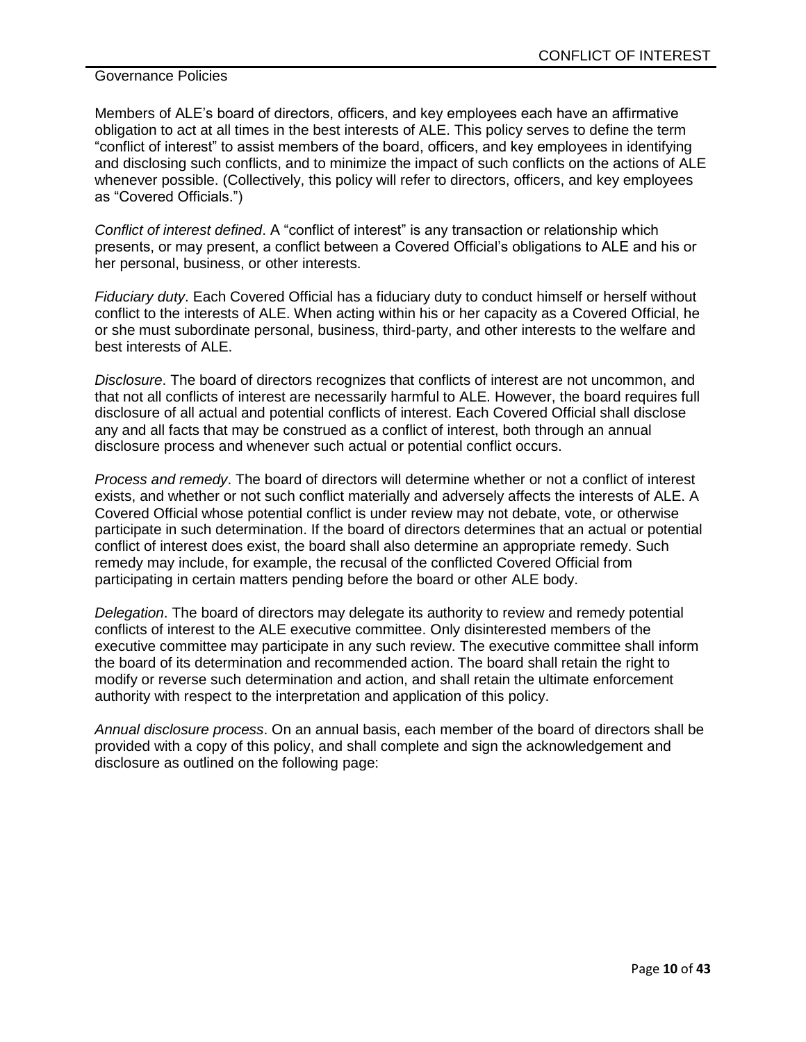# CONFLICT OF INTEREST

Governance Policies

Members of ALE's board of directors, officers, and key employees each have an affirmative obligation to act at all times in the best interests of ALE. This policy serves to define the term "conflict of interest" to assist members of the board, officers, and key employees in identifying and disclosing such conflicts, and to minimize the impact of such conflicts on the actions of ALE whenever possible. (Collectively, this policy will refer to directors, officers, and key employees as "Covered Officials.")

*Conflict of interest defined*. A "conflict of interest" is any transaction or relationship which presents, or may present, a conflict between a Covered Official's obligations to ALE and his or her personal, business, or other interests.

*Fiduciary duty*. Each Covered Official has a fiduciary duty to conduct himself or herself without conflict to the interests of ALE. When acting within his or her capacity as a Covered Official, he or she must subordinate personal, business, third-party, and other interests to the welfare and best interests of ALE.

*Disclosure*. The board of directors recognizes that conflicts of interest are not uncommon, and that not all conflicts of interest are necessarily harmful to ALE. However, the board requires full disclosure of all actual and potential conflicts of interest. Each Covered Official shall disclose any and all facts that may be construed as a conflict of interest, both through an annual disclosure process and whenever such actual or potential conflict occurs.

*Process and remedy*. The board of directors will determine whether or not a conflict of interest exists, and whether or not such conflict materially and adversely affects the interests of ALE. A Covered Official whose potential conflict is under review may not debate, vote, or otherwise participate in such determination. If the board of directors determines that an actual or potential conflict of interest does exist, the board shall also determine an appropriate remedy. Such remedy may include, for example, the recusal of the conflicted Covered Official from participating in certain matters pending before the board or other ALE body.

*Delegation*. The board of directors may delegate its authority to review and remedy potential conflicts of interest to the ALE executive committee. Only disinterested members of the executive committee may participate in any such review. The executive committee shall inform the board of its determination and recommended action. The board shall retain the right to modify or reverse such determination and action, and shall retain the ultimate enforcement authority with respect to the interpretation and application of this policy.

*Annual disclosure process*. On an annual basis, each member of the board of directors shall be provided with a copy of this policy, and shall complete and sign the acknowledgement and disclosure as outlined on the following page: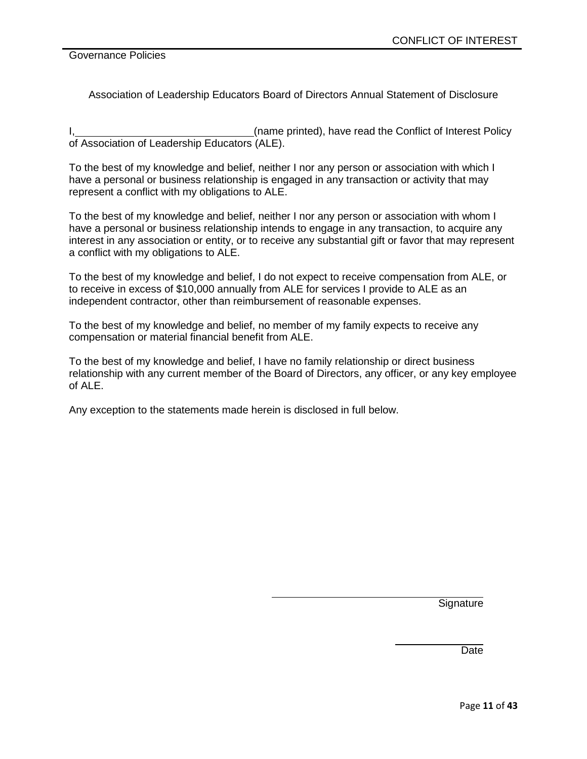## Association of Leadership Educators Board of Directors Annual Statement of Disclosure

I,______________________________(name printed), have read the Conflict of Interest Policy of Association of Leadership Educators (ALE).

To the best of my knowledge and belief, neither I nor any person or association with which I have a personal or business relationship is engaged in any transaction or activity that may represent a conflict with my obligations to ALE.

To the best of my knowledge and belief, neither I nor any person or association with whom I have a personal or business relationship intends to engage in any transaction, to acquire any interest in any association or entity, or to receive any substantial gift or favor that may represent a conflict with my obligations to ALE.

To the best of my knowledge and belief, I do not expect to receive compensation from ALE, or to receive in excess of $10,000 annually from ALE for services I provide to ALE as an independent contractor, other than reimbursement of reasonable expenses.

To the best of my knowledge and belief, no member of my family expects to receive any compensation or material financial benefit from ALE.

To the best of my knowledge and belief, I have no family relationship or direct business relationship with any current member of the Board of Directors, any officer, or any key employee of ALE.

Any exception to the statements made herein is disclosed in full below.

\_\_\_\_\_\_\_\_\_\_\_\_\_\_\_\_\_\_\_\_\_\_\_\_\_\_\_\_\_\_
Signature

\_\_\_\_\_\_\_\_\_\_\_\_\_\_
Date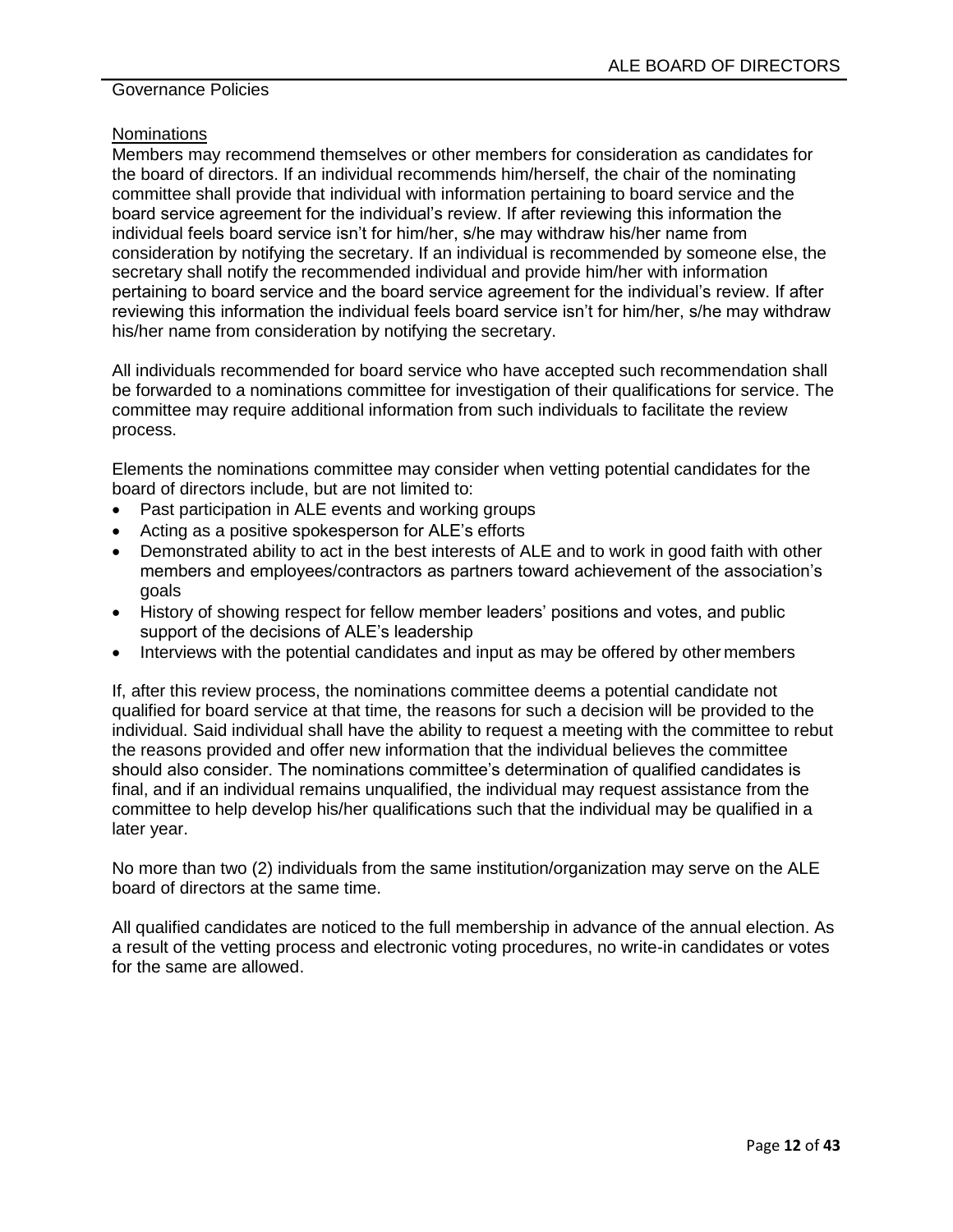Governance Policies

## Nominations

Members may recommend themselves or other members for consideration as candidates for the board of directors. If an individual recommends him/herself, the chair of the nominating committee shall provide that individual with information pertaining to board service and the board service agreement for the individual's review. If after reviewing this information the individual feels board service isn't for him/her, s/he may withdraw his/her name from consideration by notifying the secretary. If an individual is recommended by someone else, the secretary shall notify the recommended individual and provide him/her with information pertaining to board service and the board service agreement for the individual's review. If after reviewing this information the individual feels board service isn't for him/her, s/he may withdraw his/her name from consideration by notifying the secretary.

All individuals recommended for board service who have accepted such recommendation shall be forwarded to a nominations committee for investigation of their qualifications for service. The committee may require additional information from such individuals to facilitate the review process.

Elements the nominations committee may consider when vetting potential candidates for the board of directors include, but are not limited to:

- Past participation in ALE events and working groups
- Acting as a positive spokesperson for ALE's efforts
- Demonstrated ability to act in the best interests of ALE and to work in good faith with other members and employees/contractors as partners toward achievement of the association's goals
- History of showing respect for fellow member leaders' positions and votes, and public support of the decisions of ALE's leadership
- Interviews with the potential candidates and input as may be offered by other members

If, after this review process, the nominations committee deems a potential candidate not qualified for board service at that time, the reasons for such a decision will be provided to the individual. Said individual shall have the ability to request a meeting with the committee to rebut the reasons provided and offer new information that the individual believes the committee should also consider. The nominations committee's determination of qualified candidates is final, and if an individual remains unqualified, the individual may request assistance from the committee to help develop his/her qualifications such that the individual may be qualified in a later year.

No more than two (2) individuals from the same institution/organization may serve on the ALE board of directors at the same time.

All qualified candidates are noticed to the full membership in advance of the annual election. As a result of the vetting process and electronic voting procedures, no write-in candidates or votes for the same are allowed.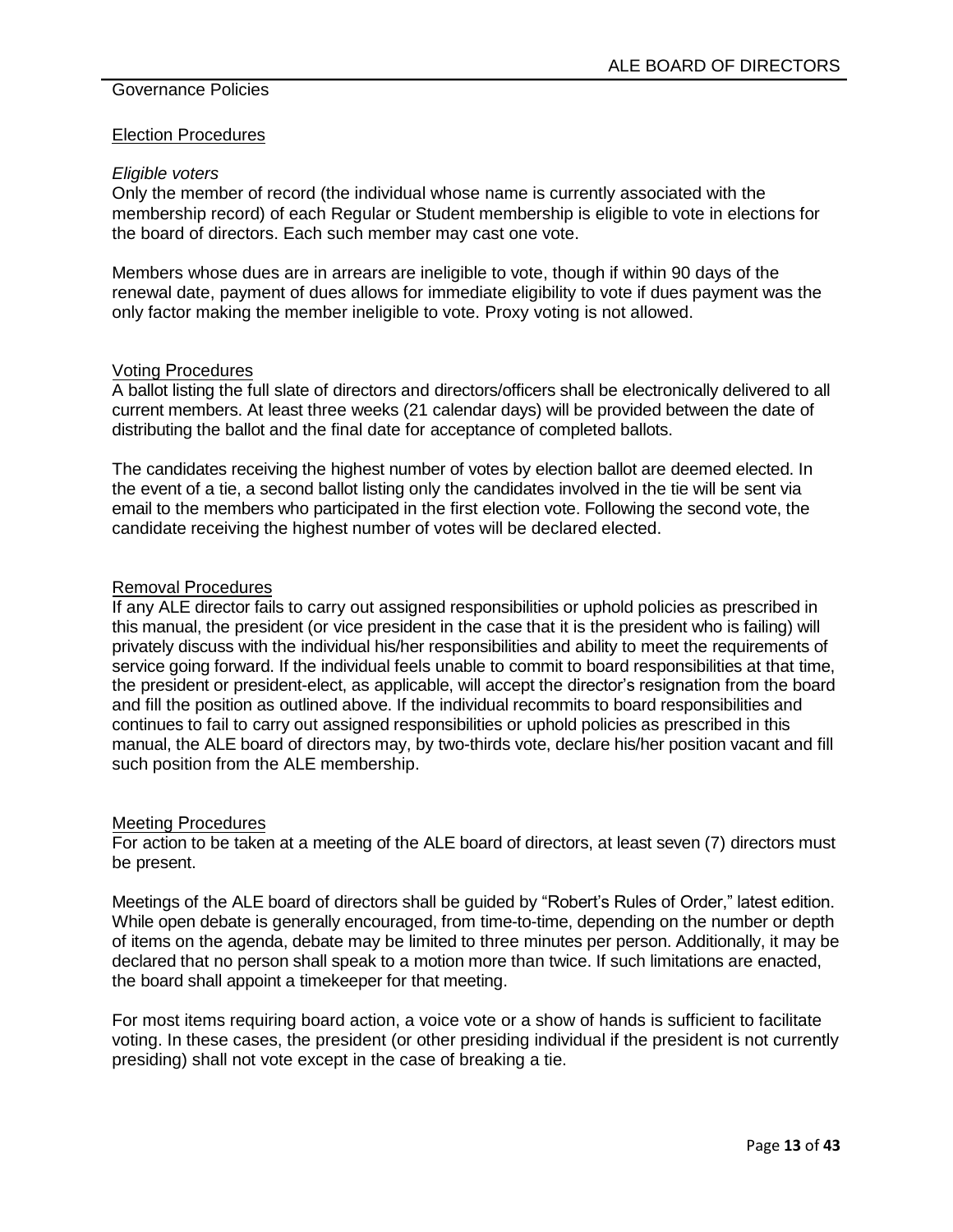Governance Policies

## Election Procedures

*Eligible voters*

Only the member of record (the individual whose name is currently associated with the membership record) of each Regular or Student membership is eligible to vote in elections for the board of directors. Each such member may cast one vote.

Members whose dues are in arrears are ineligible to vote, though if within 90 days of the renewal date, payment of dues allows for immediate eligibility to vote if dues payment was the only factor making the member ineligible to vote. Proxy voting is not allowed.

## Voting Procedures

A ballot listing the full slate of directors and directors/officers shall be electronically delivered to all current members. At least three weeks (21 calendar days) will be provided between the date of distributing the ballot and the final date for acceptance of completed ballots.

The candidates receiving the highest number of votes by election ballot are deemed elected. In the event of a tie, a second ballot listing only the candidates involved in the tie will be sent via email to the members who participated in the first election vote. Following the second vote, the candidate receiving the highest number of votes will be declared elected.

## Removal Procedures

If any ALE director fails to carry out assigned responsibilities or uphold policies as prescribed in this manual, the president (or vice president in the case that it is the president who is failing) will privately discuss with the individual his/her responsibilities and ability to meet the requirements of service going forward. If the individual feels unable to commit to board responsibilities at that time, the president or president-elect, as applicable, will accept the director's resignation from the board and fill the position as outlined above. If the individual recommits to board responsibilities and continues to fail to carry out assigned responsibilities or uphold policies as prescribed in this manual, the ALE board of directors may, by two-thirds vote, declare his/her position vacant and fill such position from the ALE membership.

## Meeting Procedures

For action to be taken at a meeting of the ALE board of directors, at least seven (7) directors must be present.

Meetings of the ALE board of directors shall be guided by "Robert's Rules of Order," latest edition. While open debate is generally encouraged, from time-to-time, depending on the number or depth of items on the agenda, debate may be limited to three minutes per person. Additionally, it may be declared that no person shall speak to a motion more than twice. If such limitations are enacted, the board shall appoint a timekeeper for that meeting.

For most items requiring board action, a voice vote or a show of hands is sufficient to facilitate voting. In these cases, the president (or other presiding individual if the president is not currently presiding) shall not vote except in the case of breaking a tie.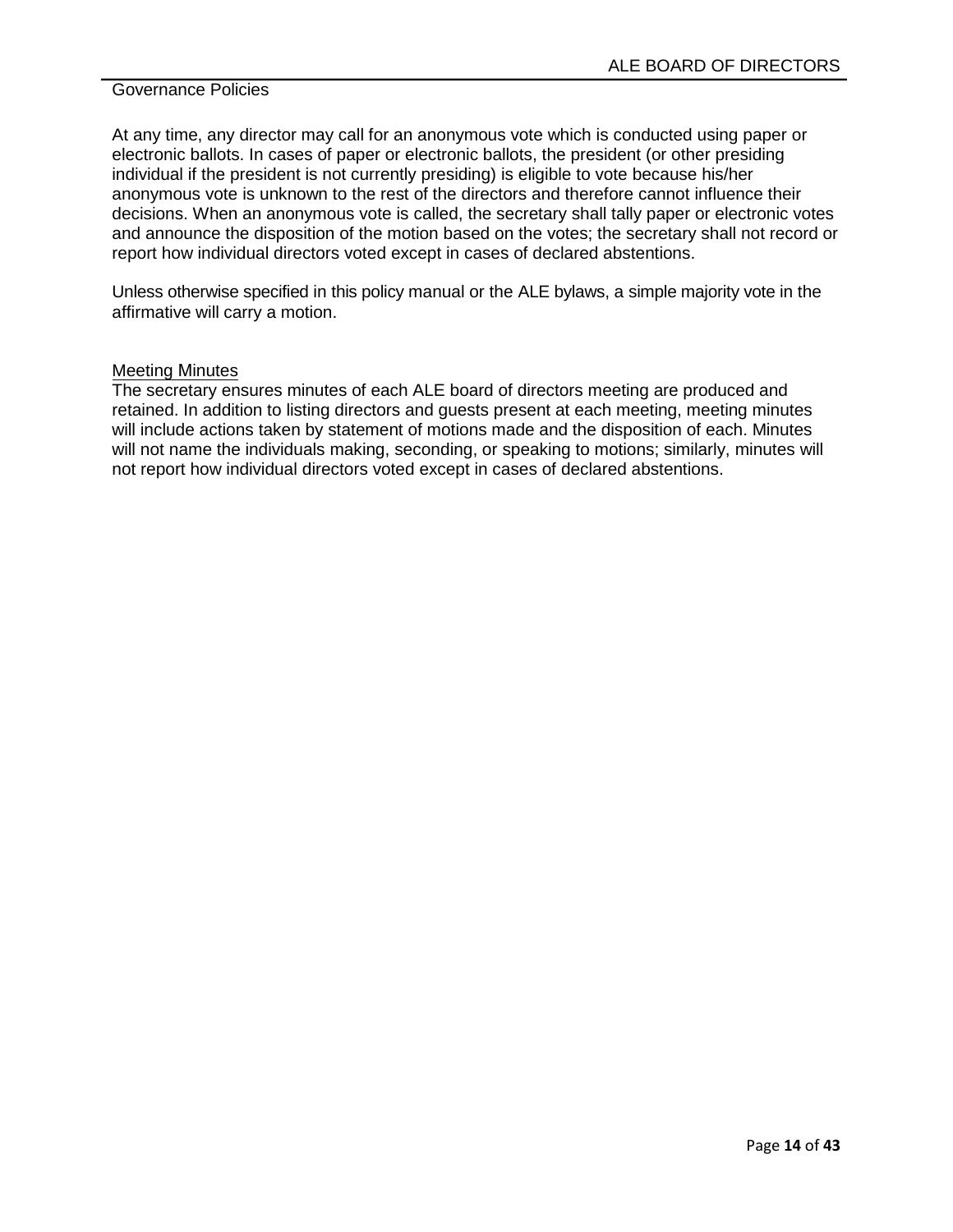At any time, any director may call for an anonymous vote which is conducted using paper or electronic ballots. In cases of paper or electronic ballots, the president (or other presiding individual if the president is not currently presiding) is eligible to vote because his/her anonymous vote is unknown to the rest of the directors and therefore cannot influence their decisions. When an anonymous vote is called, the secretary shall tally paper or electronic votes and announce the disposition of the motion based on the votes; the secretary shall not record or report how individual directors voted except in cases of declared abstentions.

Unless otherwise specified in this policy manual or the ALE bylaws, a simple majority vote in the affirmative will carry a motion.

### Meeting Minutes

The secretary ensures minutes of each ALE board of directors meeting are produced and retained. In addition to listing directors and guests present at each meeting, meeting minutes will include actions taken by statement of motions made and the disposition of each. Minutes will not name the individuals making, seconding, or speaking to motions; similarly, minutes will not report how individual directors voted except in cases of declared abstentions.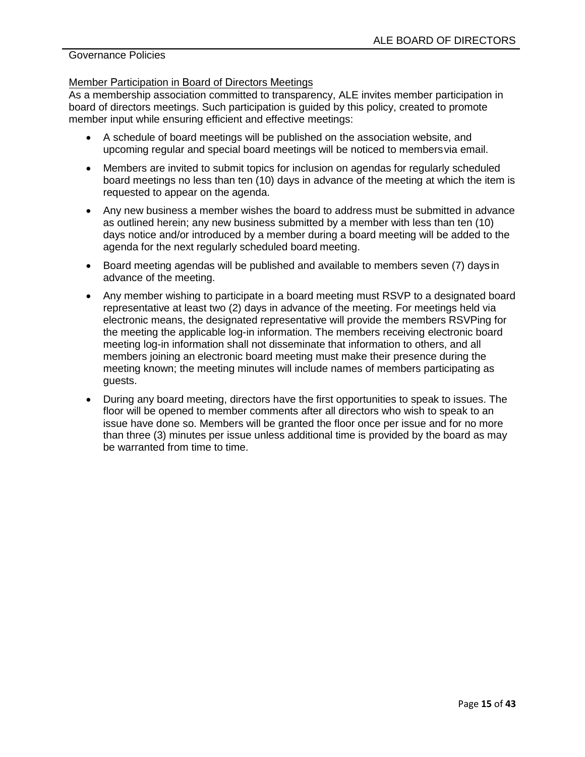Governance Policies

## Member Participation in Board of Directors Meetings

As a membership association committed to transparency, ALE invites member participation in board of directors meetings. Such participation is guided by this policy, created to promote member input while ensuring efficient and effective meetings:

- A schedule of board meetings will be published on the association website, and upcoming regular and special board meetings will be noticed to members via email.
- Members are invited to submit topics for inclusion on agendas for regularly scheduled board meetings no less than ten (10) days in advance of the meeting at which the item is requested to appear on the agenda.
- Any new business a member wishes the board to address must be submitted in advance as outlined herein; any new business submitted by a member with less than ten (10) days notice and/or introduced by a member during a board meeting will be added to the agenda for the next regularly scheduled board meeting.
- Board meeting agendas will be published and available to members seven (7) days in advance of the meeting.
- Any member wishing to participate in a board meeting must RSVP to a designated board representative at least two (2) days in advance of the meeting. For meetings held via electronic means, the designated representative will provide the members RSVPing for the meeting the applicable log-in information. The members receiving electronic board meeting log-in information shall not disseminate that information to others, and all members joining an electronic board meeting must make their presence during the meeting known; the meeting minutes will include names of members participating as guests.
- During any board meeting, directors have the first opportunities to speak to issues. The floor will be opened to member comments after all directors who wish to speak to an issue have done so. Members will be granted the floor once per issue and for no more than three (3) minutes per issue unless additional time is provided by the board as may be warranted from time to time.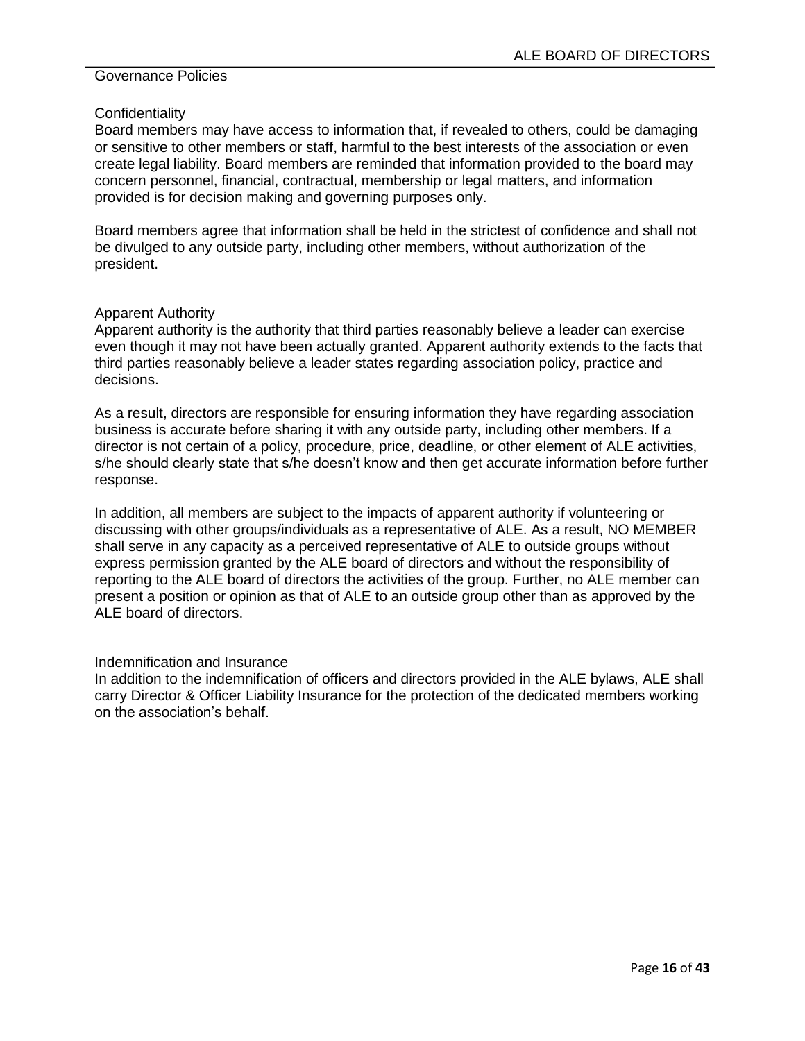## Governance Policies

### Confidentiality

Board members may have access to information that, if revealed to others, could be damaging or sensitive to other members or staff, harmful to the best interests of the association or even create legal liability. Board members are reminded that information provided to the board may concern personnel, financial, contractual, membership or legal matters, and information provided is for decision making and governing purposes only.

Board members agree that information shall be held in the strictest of confidence and shall not be divulged to any outside party, including other members, without authorization of the president.

### Apparent Authority

Apparent authority is the authority that third parties reasonably believe a leader can exercise even though it may not have been actually granted. Apparent authority extends to the facts that third parties reasonably believe a leader states regarding association policy, practice and decisions.

As a result, directors are responsible for ensuring information they have regarding association business is accurate before sharing it with any outside party, including other members. If a director is not certain of a policy, procedure, price, deadline, or other element of ALE activities, s/he should clearly state that s/he doesn't know and then get accurate information before further response.

In addition, all members are subject to the impacts of apparent authority if volunteering or discussing with other groups/individuals as a representative of ALE. As a result, NO MEMBER shall serve in any capacity as a perceived representative of ALE to outside groups without express permission granted by the ALE board of directors and without the responsibility of reporting to the ALE board of directors the activities of the group. Further, no ALE member can present a position or opinion as that of ALE to an outside group other than as approved by the ALE board of directors.

### Indemnification and Insurance

In addition to the indemnification of officers and directors provided in the ALE bylaws, ALE shall carry Director & Officer Liability Insurance for the protection of the dedicated members working on the association's behalf.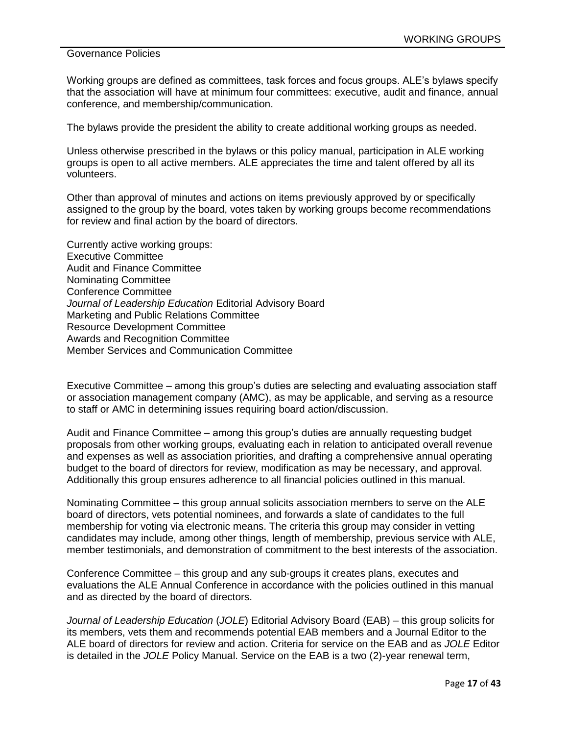Governance Policies

Working groups are defined as committees, task forces and focus groups. ALE's bylaws specify that the association will have at minimum four committees: executive, audit and finance, annual conference, and membership/communication.

The bylaws provide the president the ability to create additional working groups as needed.

Unless otherwise prescribed in the bylaws or this policy manual, participation in ALE working groups is open to all active members. ALE appreciates the time and talent offered by all its volunteers.

Other than approval of minutes and actions on items previously approved by or specifically assigned to the group by the board, votes taken by working groups become recommendations for review and final action by the board of directors.

Currently active working groups:
Executive Committee
Audit and Finance Committee
Nominating Committee
Conference Committee
*Journal of Leadership Education* Editorial Advisory Board
Marketing and Public Relations Committee
Resource Development Committee
Awards and Recognition Committee
Member Services and Communication Committee

Executive Committee – among this group's duties are selecting and evaluating association staff or association management company (AMC), as may be applicable, and serving as a resource to staff or AMC in determining issues requiring board action/discussion.

Audit and Finance Committee – among this group's duties are annually requesting budget proposals from other working groups, evaluating each in relation to anticipated overall revenue and expenses as well as association priorities, and drafting a comprehensive annual operating budget to the board of directors for review, modification as may be necessary, and approval. Additionally this group ensures adherence to all financial policies outlined in this manual.

Nominating Committee – this group annual solicits association members to serve on the ALE board of directors, vets potential nominees, and forwards a slate of candidates to the full membership for voting via electronic means. The criteria this group may consider in vetting candidates may include, among other things, length of membership, previous service with ALE, member testimonials, and demonstration of commitment to the best interests of the association.

Conference Committee – this group and any sub-groups it creates plans, executes and evaluations the ALE Annual Conference in accordance with the policies outlined in this manual and as directed by the board of directors.

*Journal of Leadership Education* (*JOLE*) Editorial Advisory Board (EAB) – this group solicits for its members, vets them and recommends potential EAB members and a Journal Editor to the ALE board of directors for review and action. Criteria for service on the EAB and as *JOLE* Editor is detailed in the *JOLE* Policy Manual. Service on the EAB is a two (2)-year renewal term,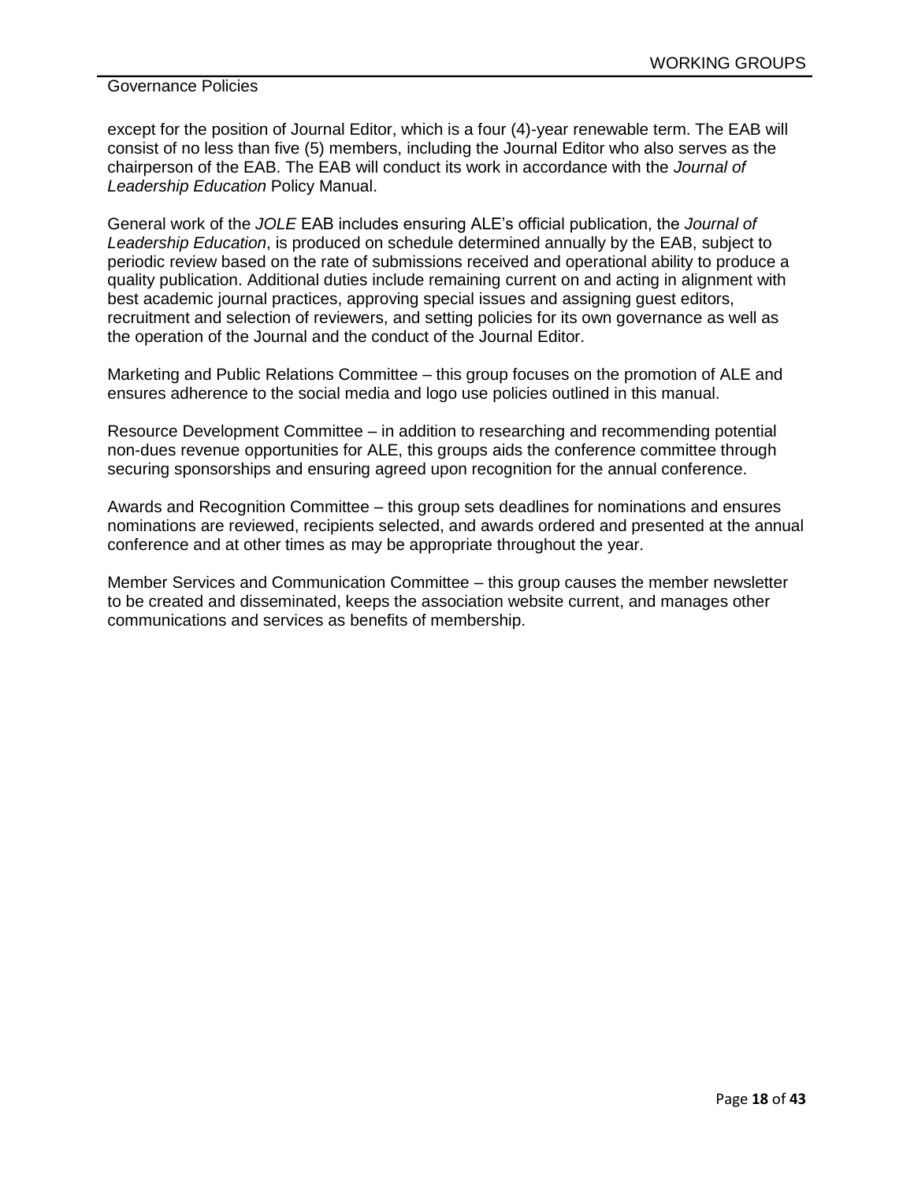except for the position of Journal Editor, which is a four (4)-year renewable term. The EAB will consist of no less than five (5) members, including the Journal Editor who also serves as the chairperson of the EAB. The EAB will conduct its work in accordance with the *Journal of Leadership Education* Policy Manual.

General work of the *JOLE* EAB includes ensuring ALE's official publication, the *Journal of Leadership Education*, is produced on schedule determined annually by the EAB, subject to periodic review based on the rate of submissions received and operational ability to produce a quality publication. Additional duties include remaining current on and acting in alignment with best academic journal practices, approving special issues and assigning guest editors, recruitment and selection of reviewers, and setting policies for its own governance as well as the operation of the Journal and the conduct of the Journal Editor.

Marketing and Public Relations Committee – this group focuses on the promotion of ALE and ensures adherence to the social media and logo use policies outlined in this manual.

Resource Development Committee – in addition to researching and recommending potential non-dues revenue opportunities for ALE, this groups aids the conference committee through securing sponsorships and ensuring agreed upon recognition for the annual conference.

Awards and Recognition Committee – this group sets deadlines for nominations and ensures nominations are reviewed, recipients selected, and awards ordered and presented at the annual conference and at other times as may be appropriate throughout the year.

Member Services and Communication Committee – this group causes the member newsletter to be created and disseminated, keeps the association website current, and manages other communications and services as benefits of membership.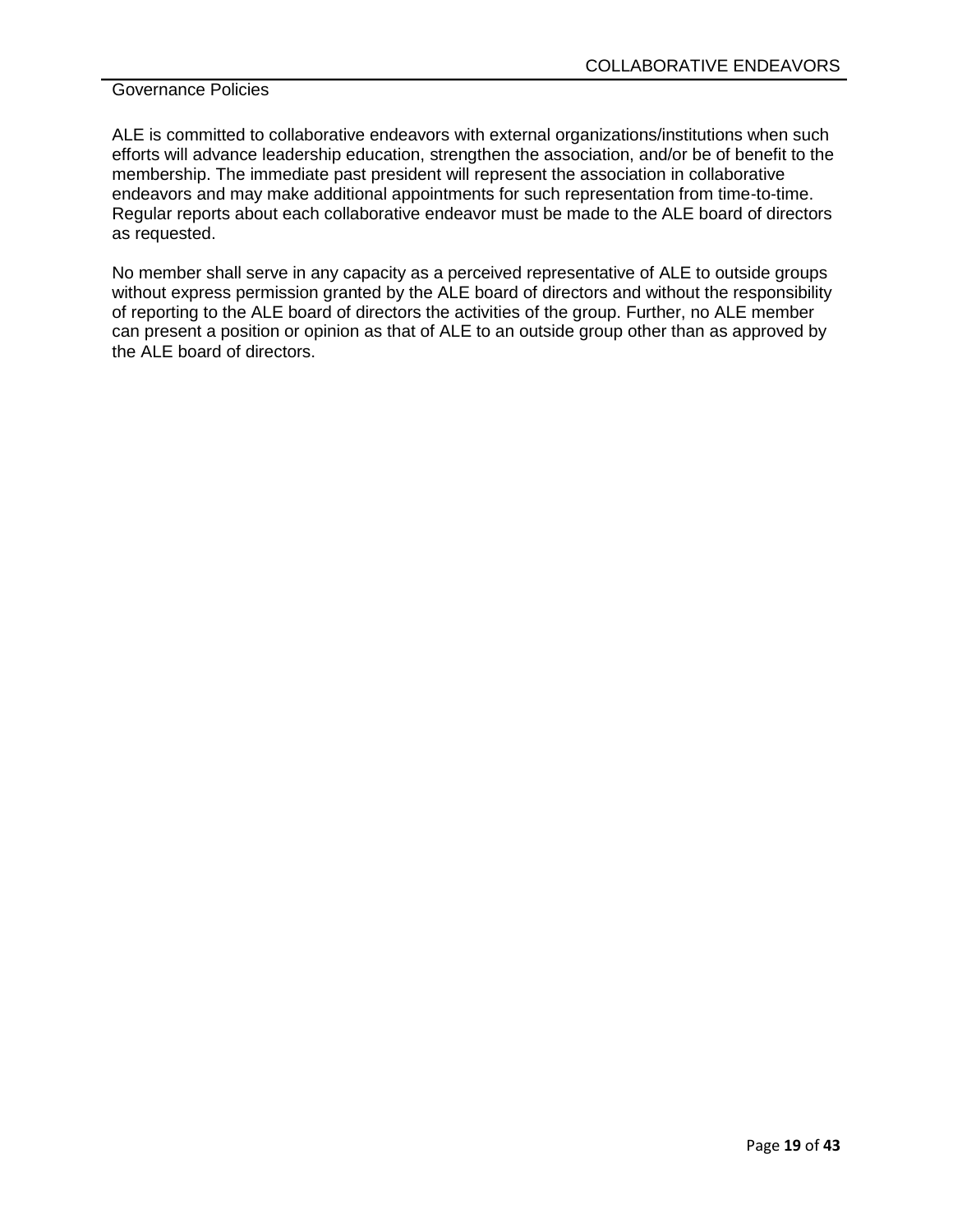# COLLABORATIVE ENDEAVORS

Governance Policies

ALE is committed to collaborative endeavors with external organizations/institutions when such efforts will advance leadership education, strengthen the association, and/or be of benefit to the membership. The immediate past president will represent the association in collaborative endeavors and may make additional appointments for such representation from time-to-time. Regular reports about each collaborative endeavor must be made to the ALE board of directors as requested.

No member shall serve in any capacity as a perceived representative of ALE to outside groups without express permission granted by the ALE board of directors and without the responsibility of reporting to the ALE board of directors the activities of the group. Further, no ALE member can present a position or opinion as that of ALE to an outside group other than as approved by the ALE board of directors.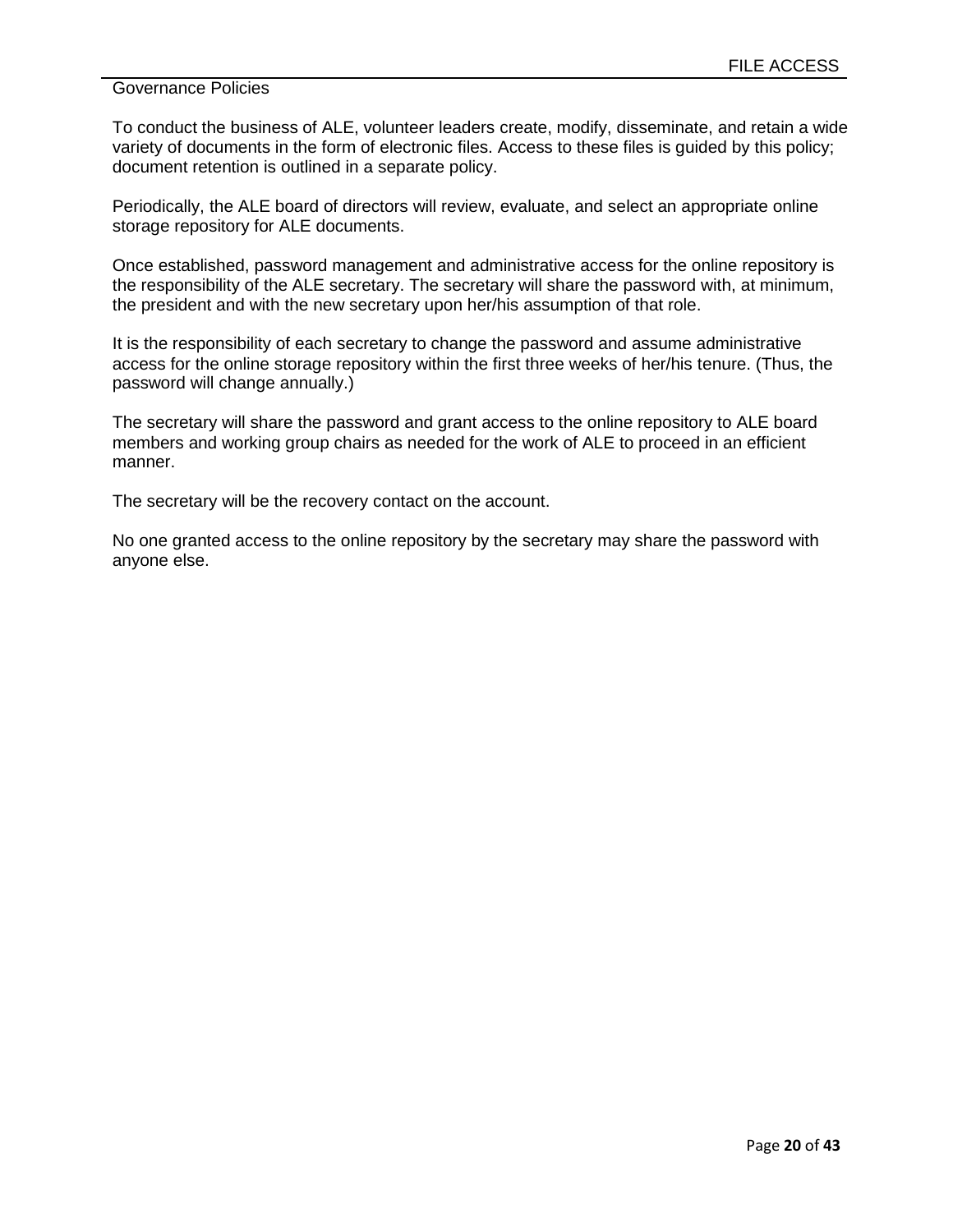# FILE ACCESS

Governance Policies

To conduct the business of ALE, volunteer leaders create, modify, disseminate, and retain a wide variety of documents in the form of electronic files. Access to these files is guided by this policy; document retention is outlined in a separate policy.

Periodically, the ALE board of directors will review, evaluate, and select an appropriate online storage repository for ALE documents.

Once established, password management and administrative access for the online repository is the responsibility of the ALE secretary. The secretary will share the password with, at minimum, the president and with the new secretary upon her/his assumption of that role.

It is the responsibility of each secretary to change the password and assume administrative access for the online storage repository within the first three weeks of her/his tenure. (Thus, the password will change annually.)

The secretary will share the password and grant access to the online repository to ALE board members and working group chairs as needed for the work of ALE to proceed in an efficient manner.

The secretary will be the recovery contact on the account.

No one granted access to the online repository by the secretary may share the password with anyone else.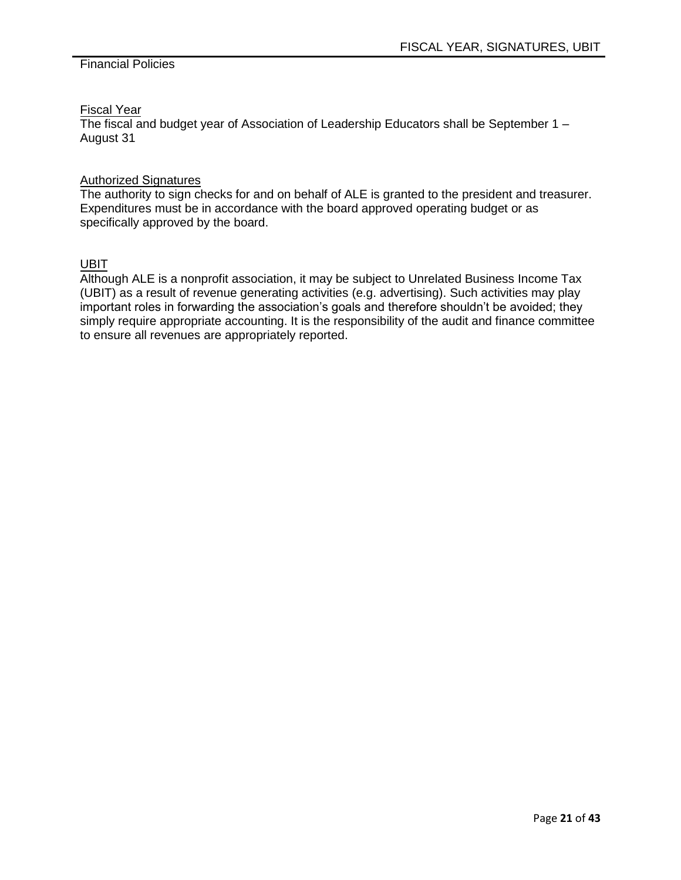## Financial Policies

### Fiscal Year

The fiscal and budget year of Association of Leadership Educators shall be September 1 – August 31

### Authorized Signatures

The authority to sign checks for and on behalf of ALE is granted to the president and treasurer. Expenditures must be in accordance with the board approved operating budget or as specifically approved by the board.

### UBIT

Although ALE is a nonprofit association, it may be subject to Unrelated Business Income Tax (UBIT) as a result of revenue generating activities (e.g. advertising). Such activities may play important roles in forwarding the association's goals and therefore shouldn't be avoided; they simply require appropriate accounting. It is the responsibility of the audit and finance committee to ensure all revenues are appropriately reported.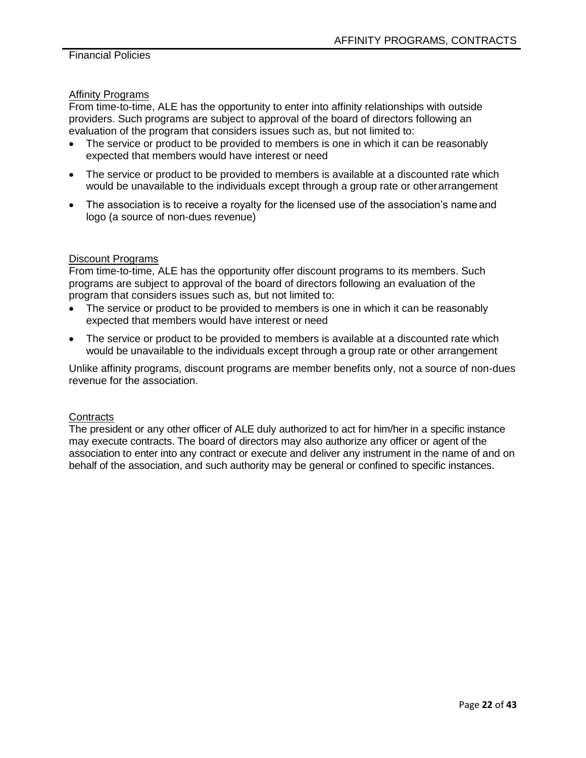## Affinity Programs

From time-to-time, ALE has the opportunity to enter into affinity relationships with outside providers. Such programs are subject to approval of the board of directors following an evaluation of the program that considers issues such as, but not limited to:

- The service or product to be provided to members is one in which it can be reasonably expected that members would have interest or need
- The service or product to be provided to members is available at a discounted rate which would be unavailable to the individuals except through a group rate or other arrangement
- The association is to receive a royalty for the licensed use of the association's name and logo (a source of non-dues revenue)

## Discount Programs

From time-to-time, ALE has the opportunity offer discount programs to its members. Such programs are subject to approval of the board of directors following an evaluation of the program that considers issues such as, but not limited to:

- The service or product to be provided to members is one in which it can be reasonably expected that members would have interest or need
- The service or product to be provided to members is available at a discounted rate which would be unavailable to the individuals except through a group rate or other arrangement

Unlike affinity programs, discount programs are member benefits only, not a source of non-dues revenue for the association.

## Contracts

The president or any other officer of ALE duly authorized to act for him/her in a specific instance may execute contracts. The board of directors may also authorize any officer or agent of the association to enter into any contract or execute and deliver any instrument in the name of and on behalf of the association, and such authority may be general or confined to specific instances.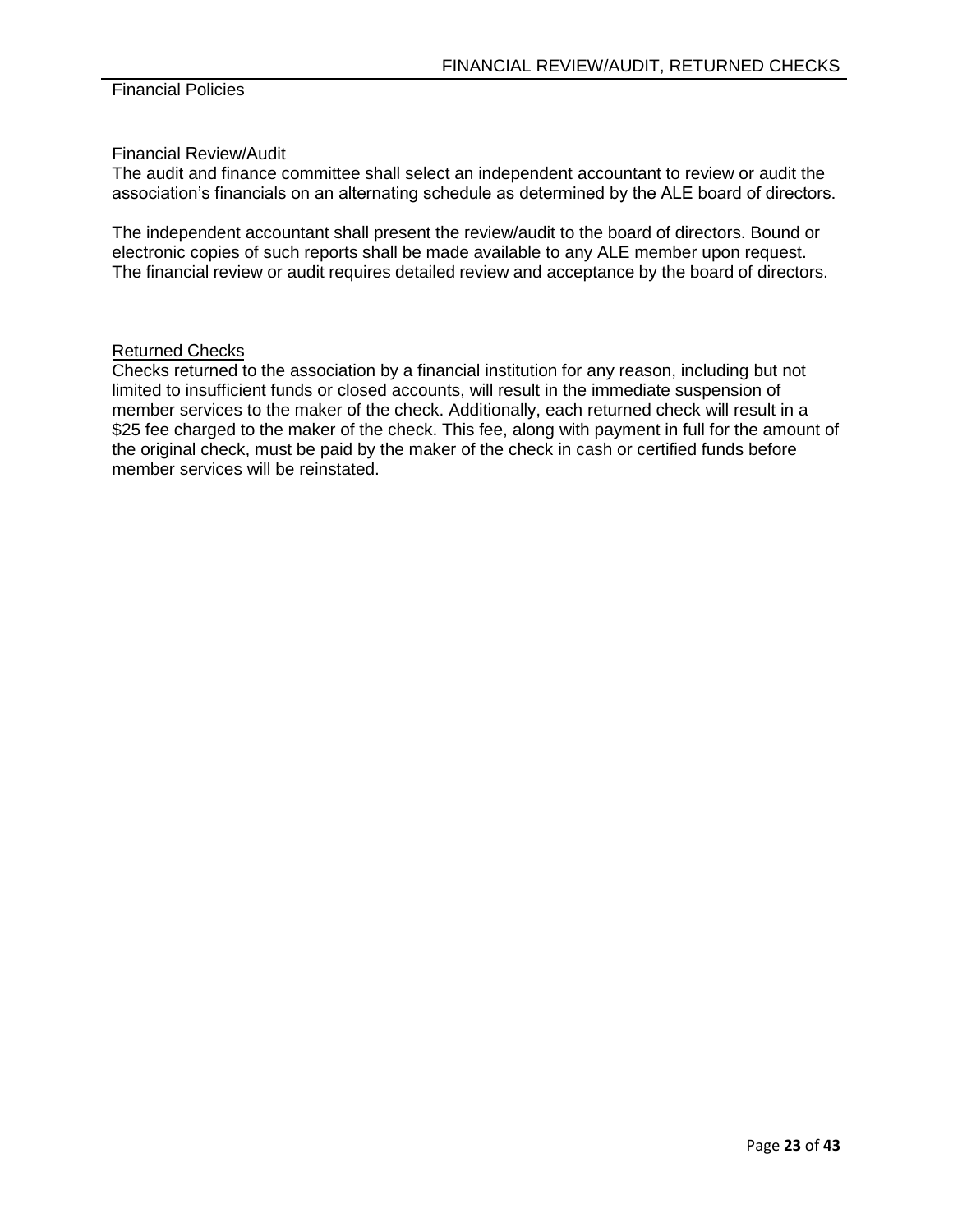Financial Policies

## Financial Review/Audit

The audit and finance committee shall select an independent accountant to review or audit the association's financials on an alternating schedule as determined by the ALE board of directors.

The independent accountant shall present the review/audit to the board of directors. Bound or electronic copies of such reports shall be made available to any ALE member upon request. The financial review or audit requires detailed review and acceptance by the board of directors.

## Returned Checks

Checks returned to the association by a financial institution for any reason, including but not limited to insufficient funds or closed accounts, will result in the immediate suspension of member services to the maker of the check. Additionally, each returned check will result in a $25 fee charged to the maker of the check. This fee, along with payment in full for the amount of the original check, must be paid by the maker of the check in cash or certified funds before member services will be reinstated.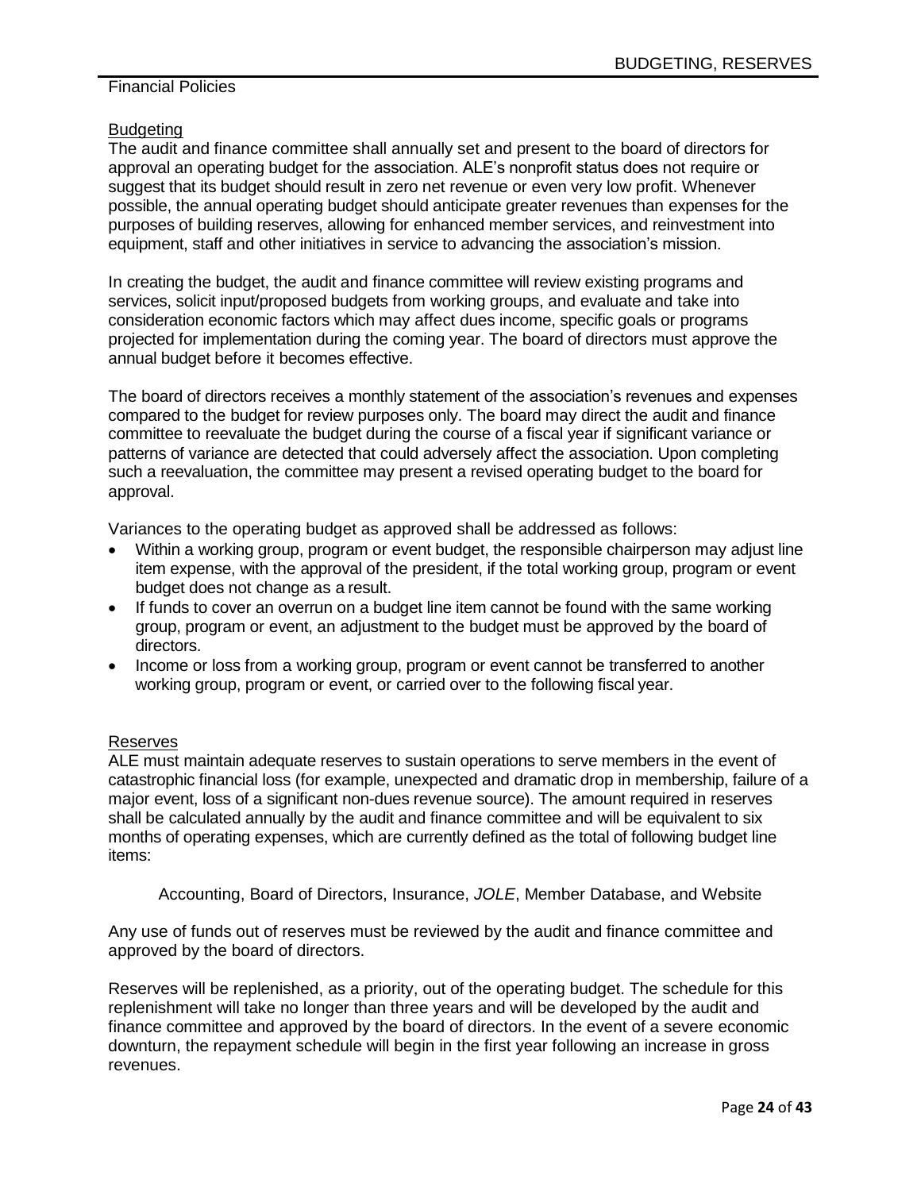Financial Policies

## Budgeting

The audit and finance committee shall annually set and present to the board of directors for approval an operating budget for the association. ALE's nonprofit status does not require or suggest that its budget should result in zero net revenue or even very low profit. Whenever possible, the annual operating budget should anticipate greater revenues than expenses for the purposes of building reserves, allowing for enhanced member services, and reinvestment into equipment, staff and other initiatives in service to advancing the association's mission.

In creating the budget, the audit and finance committee will review existing programs and services, solicit input/proposed budgets from working groups, and evaluate and take into consideration economic factors which may affect dues income, specific goals or programs projected for implementation during the coming year. The board of directors must approve the annual budget before it becomes effective.

The board of directors receives a monthly statement of the association's revenues and expenses compared to the budget for review purposes only. The board may direct the audit and finance committee to reevaluate the budget during the course of a fiscal year if significant variance or patterns of variance are detected that could adversely affect the association. Upon completing such a reevaluation, the committee may present a revised operating budget to the board for approval.

Variances to the operating budget as approved shall be addressed as follows:

- Within a working group, program or event budget, the responsible chairperson may adjust line item expense, with the approval of the president, if the total working group, program or event budget does not change as a result.
- If funds to cover an overrun on a budget line item cannot be found with the same working group, program or event, an adjustment to the budget must be approved by the board of directors.
- Income or loss from a working group, program or event cannot be transferred to another working group, program or event, or carried over to the following fiscal year.

## Reserves

ALE must maintain adequate reserves to sustain operations to serve members in the event of catastrophic financial loss (for example, unexpected and dramatic drop in membership, failure of a major event, loss of a significant non-dues revenue source). The amount required in reserves shall be calculated annually by the audit and finance committee and will be equivalent to six months of operating expenses, which are currently defined as the total of following budget line items:

Accounting, Board of Directors, Insurance, *JOLE*, Member Database, and Website

Any use of funds out of reserves must be reviewed by the audit and finance committee and approved by the board of directors.

Reserves will be replenished, as a priority, out of the operating budget. The schedule for this replenishment will take no longer than three years and will be developed by the audit and finance committee and approved by the board of directors. In the event of a severe economic downturn, the repayment schedule will begin in the first year following an increase in gross revenues.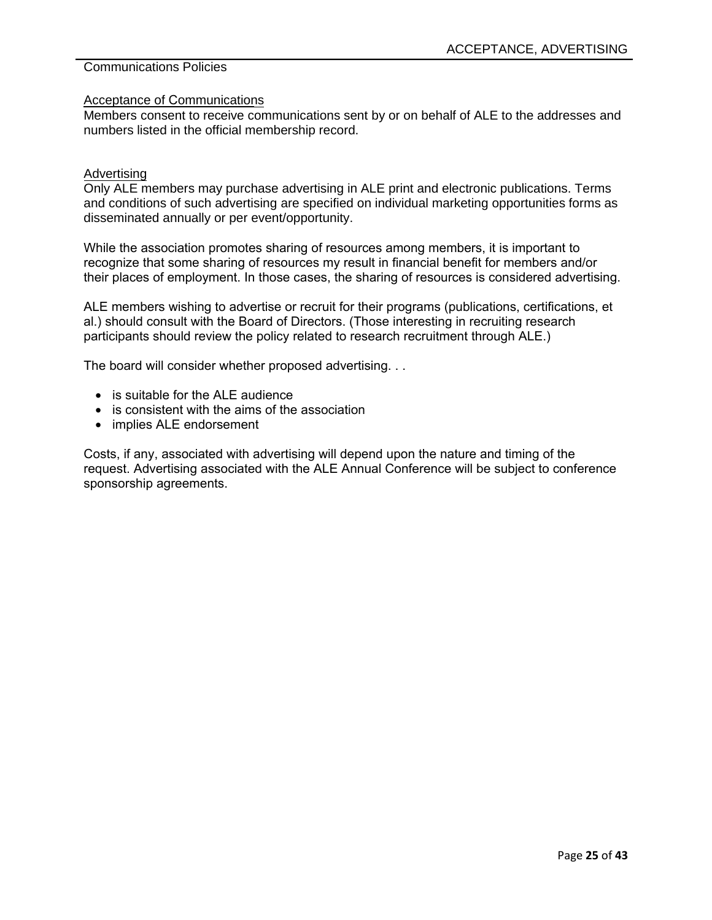Communications Policies

## Acceptance of Communications

Members consent to receive communications sent by or on behalf of ALE to the addresses and numbers listed in the official membership record.

## Advertising

Only ALE members may purchase advertising in ALE print and electronic publications. Terms and conditions of such advertising are specified on individual marketing opportunities forms as disseminated annually or per event/opportunity.

While the association promotes sharing of resources among members, it is important to recognize that some sharing of resources my result in financial benefit for members and/or their places of employment. In those cases, the sharing of resources is considered advertising.

ALE members wishing to advertise or recruit for their programs (publications, certifications, et al.) should consult with the Board of Directors. (Those interesting in recruiting research participants should review the policy related to research recruitment through ALE.)

The board will consider whether proposed advertising. . .

- is suitable for the ALE audience
- is consistent with the aims of the association
- implies ALE endorsement

Costs, if any, associated with advertising will depend upon the nature and timing of the request. Advertising associated with the ALE Annual Conference will be subject to conference sponsorship agreements.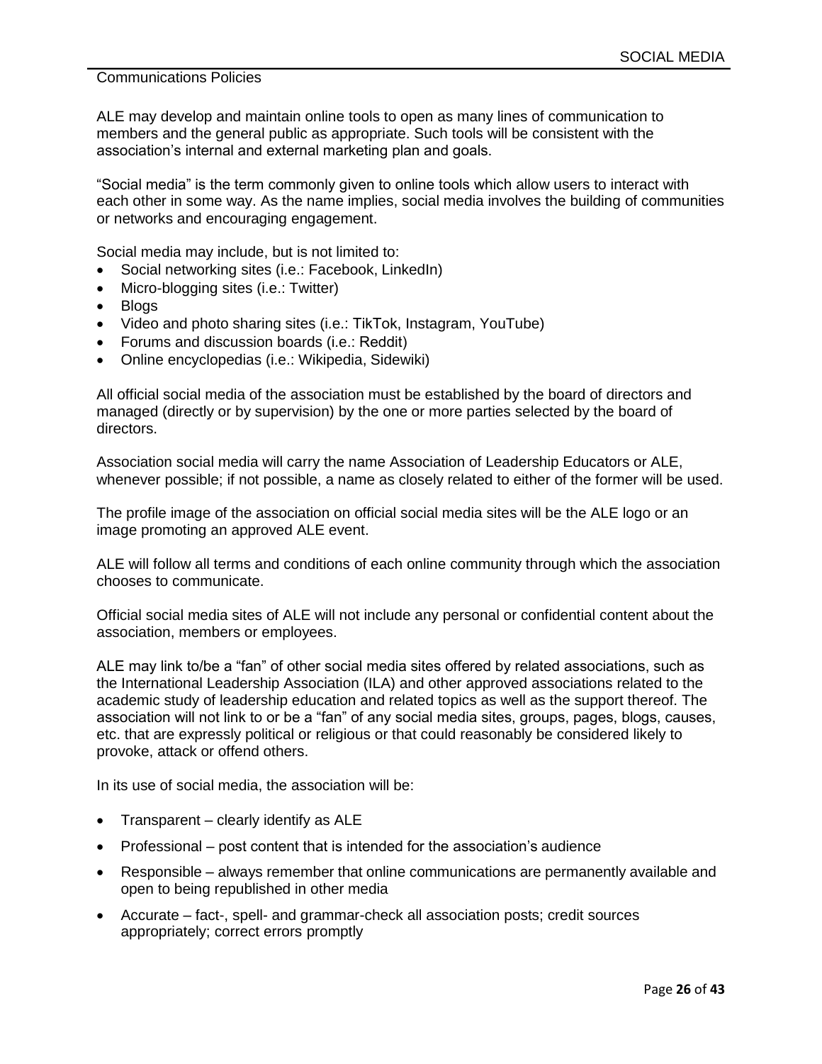Communications Policies

ALE may develop and maintain online tools to open as many lines of communication to members and the general public as appropriate. Such tools will be consistent with the association's internal and external marketing plan and goals.

"Social media" is the term commonly given to online tools which allow users to interact with each other in some way. As the name implies, social media involves the building of communities or networks and encouraging engagement.

Social media may include, but is not limited to:

- Social networking sites (i.e.: Facebook, LinkedIn)
- Micro-blogging sites (i.e.: Twitter)
- Blogs
- Video and photo sharing sites (i.e.: TikTok, Instagram, YouTube)
- Forums and discussion boards (i.e.: Reddit)
- Online encyclopedias (i.e.: Wikipedia, Sidewiki)

All official social media of the association must be established by the board of directors and managed (directly or by supervision) by the one or more parties selected by the board of directors.

Association social media will carry the name Association of Leadership Educators or ALE, whenever possible; if not possible, a name as closely related to either of the former will be used.

The profile image of the association on official social media sites will be the ALE logo or an image promoting an approved ALE event.

ALE will follow all terms and conditions of each online community through which the association chooses to communicate.

Official social media sites of ALE will not include any personal or confidential content about the association, members or employees.

ALE may link to/be a "fan" of other social media sites offered by related associations, such as the International Leadership Association (ILA) and other approved associations related to the academic study of leadership education and related topics as well as the support thereof. The association will not link to or be a "fan" of any social media sites, groups, pages, blogs, causes, etc. that are expressly political or religious or that could reasonably be considered likely to provoke, attack or offend others.

In its use of social media, the association will be:

- Transparent – clearly identify as ALE
- Professional – post content that is intended for the association's audience
- Responsible – always remember that online communications are permanently available and open to being republished in other media
- Accurate – fact-, spell- and grammar-check all association posts; credit sources appropriately; correct errors promptly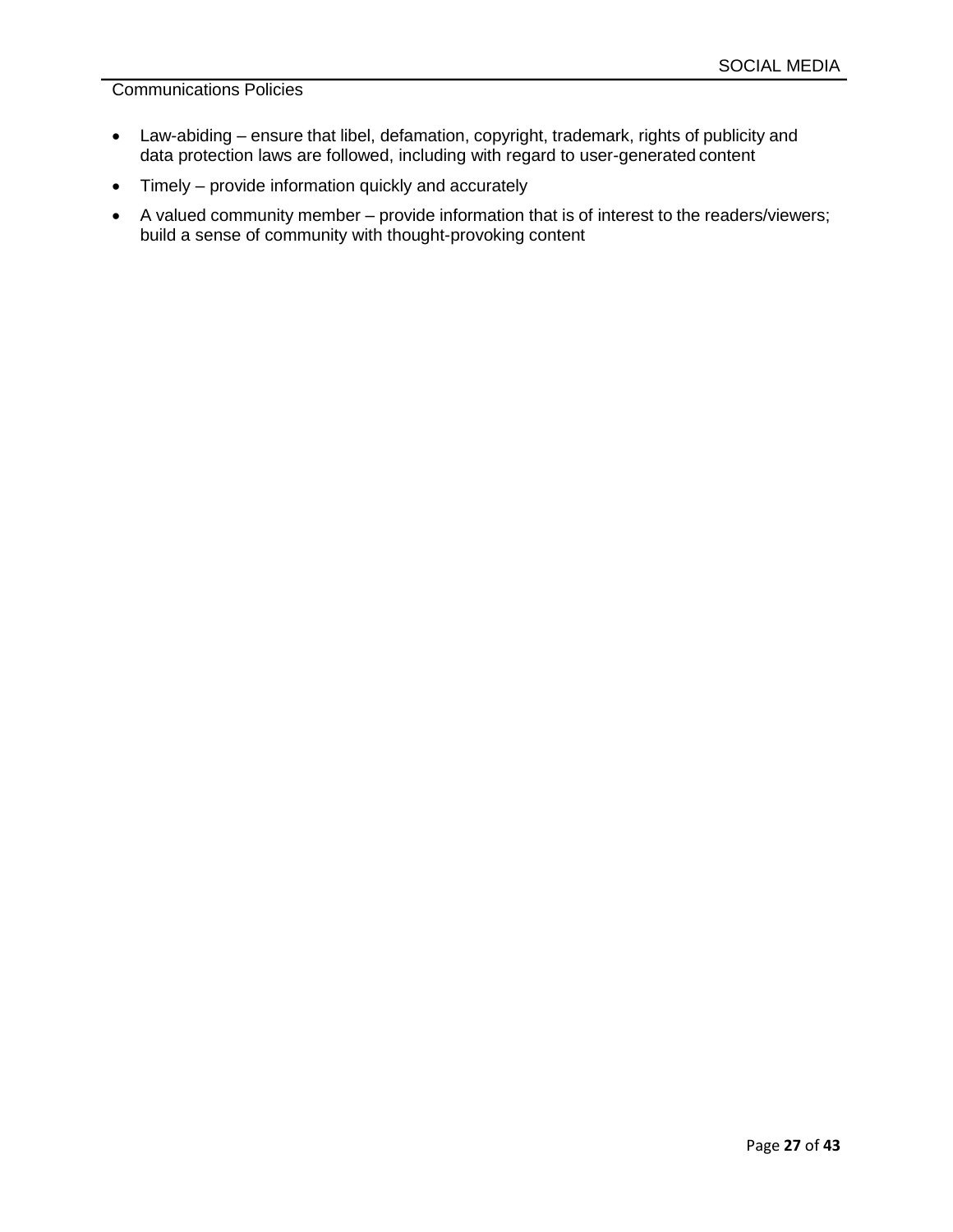- Law-abiding – ensure that libel, defamation, copyright, trademark, rights of publicity and data protection laws are followed, including with regard to user-generated content
- Timely – provide information quickly and accurately
- A valued community member – provide information that is of interest to the readers/viewers; build a sense of community with thought-provoking content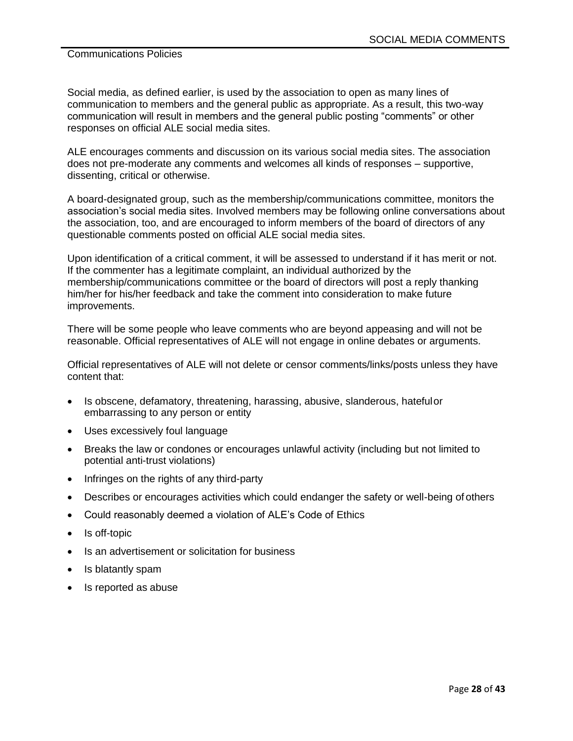# SOCIAL MEDIA COMMENTS

Social media, as defined earlier, is used by the association to open as many lines of communication to members and the general public as appropriate. As a result, this two-way communication will result in members and the general public posting “comments” or other responses on official ALE social media sites.

ALE encourages comments and discussion on its various social media sites. The association does not pre-moderate any comments and welcomes all kinds of responses – supportive, dissenting, critical or otherwise.

A board-designated group, such as the membership/communications committee, monitors the association’s social media sites. Involved members may be following online conversations about the association, too, and are encouraged to inform members of the board of directors of any questionable comments posted on official ALE social media sites.

Upon identification of a critical comment, it will be assessed to understand if it has merit or not. If the commenter has a legitimate complaint, an individual authorized by the membership/communications committee or the board of directors will post a reply thanking him/her for his/her feedback and take the comment into consideration to make future improvements.

There will be some people who leave comments who are beyond appeasing and will not be reasonable. Official representatives of ALE will not engage in online debates or arguments.

Official representatives of ALE will not delete or censor comments/links/posts unless they have content that:

- Is obscene, defamatory, threatening, harassing, abusive, slanderous, hateful or embarrassing to any person or entity
- Uses excessively foul language
- Breaks the law or condones or encourages unlawful activity (including but not limited to potential anti-trust violations)
- Infringes on the rights of any third-party
- Describes or encourages activities which could endanger the safety or well-being of others
- Could reasonably deemed a violation of ALE’s Code of Ethics
- Is off-topic
- Is an advertisement or solicitation for business
- Is blatantly spam
- Is reported as abuse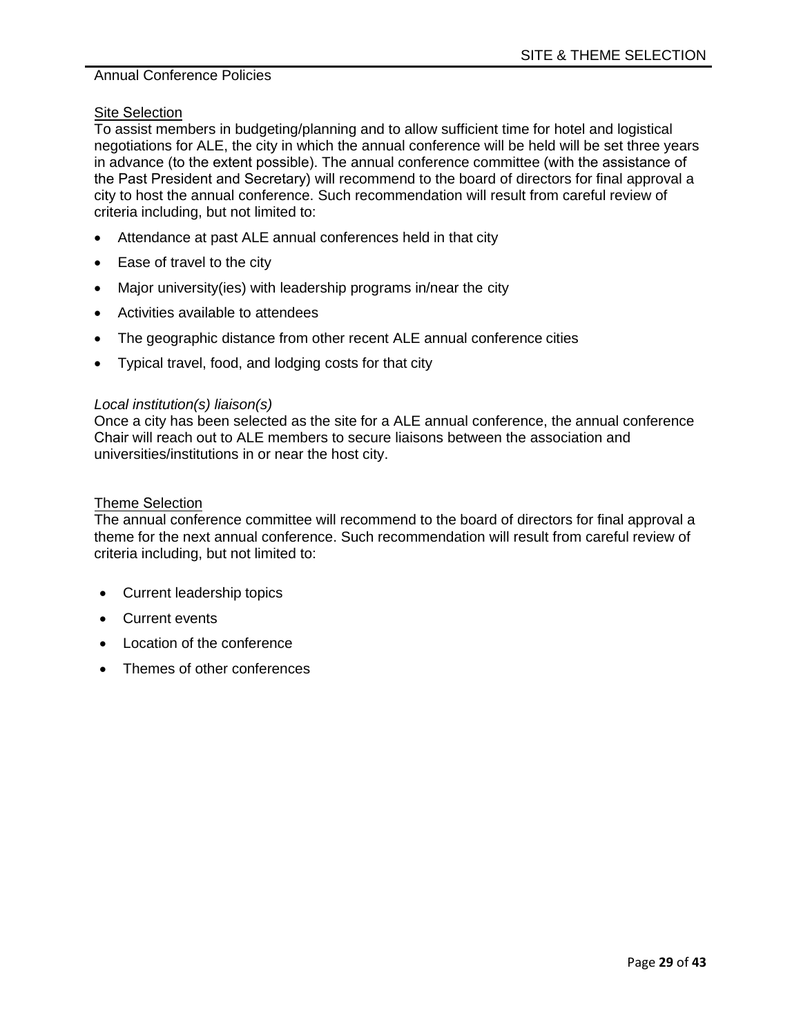Annual Conference Policies

## Site Selection

To assist members in budgeting/planning and to allow sufficient time for hotel and logistical negotiations for ALE, the city in which the annual conference will be held will be set three years in advance (to the extent possible). The annual conference committee (with the assistance of the Past President and Secretary) will recommend to the board of directors for final approval a city to host the annual conference. Such recommendation will result from careful review of criteria including, but not limited to:

- Attendance at past ALE annual conferences held in that city
- Ease of travel to the city
- Major university(ies) with leadership programs in/near the city
- Activities available to attendees
- The geographic distance from other recent ALE annual conference cities
- Typical travel, food, and lodging costs for that city

### *Local institution(s) liaison(s)*

Once a city has been selected as the site for a ALE annual conference, the annual conference Chair will reach out to ALE members to secure liaisons between the association and universities/institutions in or near the host city.

## Theme Selection

The annual conference committee will recommend to the board of directors for final approval a theme for the next annual conference. Such recommendation will result from careful review of criteria including, but not limited to:

- Current leadership topics
- Current events
- Location of the conference
- Themes of other conferences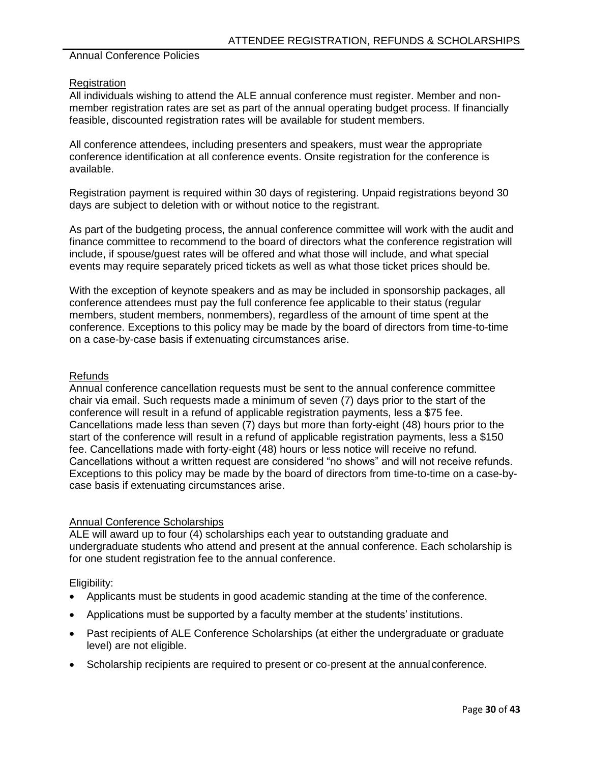Annual Conference Policies

### Registration

All individuals wishing to attend the ALE annual conference must register. Member and non-member registration rates are set as part of the annual operating budget process. If financially feasible, discounted registration rates will be available for student members.

All conference attendees, including presenters and speakers, must wear the appropriate conference identification at all conference events. Onsite registration for the conference is available.

Registration payment is required within 30 days of registering. Unpaid registrations beyond 30 days are subject to deletion with or without notice to the registrant.

As part of the budgeting process, the annual conference committee will work with the audit and finance committee to recommend to the board of directors what the conference registration will include, if spouse/guest rates will be offered and what those will include, and what special events may require separately priced tickets as well as what those ticket prices should be.

With the exception of keynote speakers and as may be included in sponsorship packages, all conference attendees must pay the full conference fee applicable to their status (regular members, student members, nonmembers), regardless of the amount of time spent at the conference. Exceptions to this policy may be made by the board of directors from time-to-time on a case-by-case basis if extenuating circumstances arise.

### Refunds

Annual conference cancellation requests must be sent to the annual conference committee chair via email. Such requests made a minimum of seven (7) days prior to the start of the conference will result in a refund of applicable registration payments, less a $75 fee. Cancellations made less than seven (7) days but more than forty-eight (48) hours prior to the start of the conference will result in a refund of applicable registration payments, less a $150 fee. Cancellations made with forty-eight (48) hours or less notice will receive no refund. Cancellations without a written request are considered “no shows” and will not receive refunds. Exceptions to this policy may be made by the board of directors from time-to-time on a case-by-case basis if extenuating circumstances arise.

### Annual Conference Scholarships

ALE will award up to four (4) scholarships each year to outstanding graduate and undergraduate students who attend and present at the annual conference. Each scholarship is for one student registration fee to the annual conference.

Eligibility:

- Applicants must be students in good academic standing at the time of the conference.
- Applications must be supported by a faculty member at the students’ institutions.
- Past recipients of ALE Conference Scholarships (at either the undergraduate or graduate level) are not eligible.
- Scholarship recipients are required to present or co-present at the annual conference.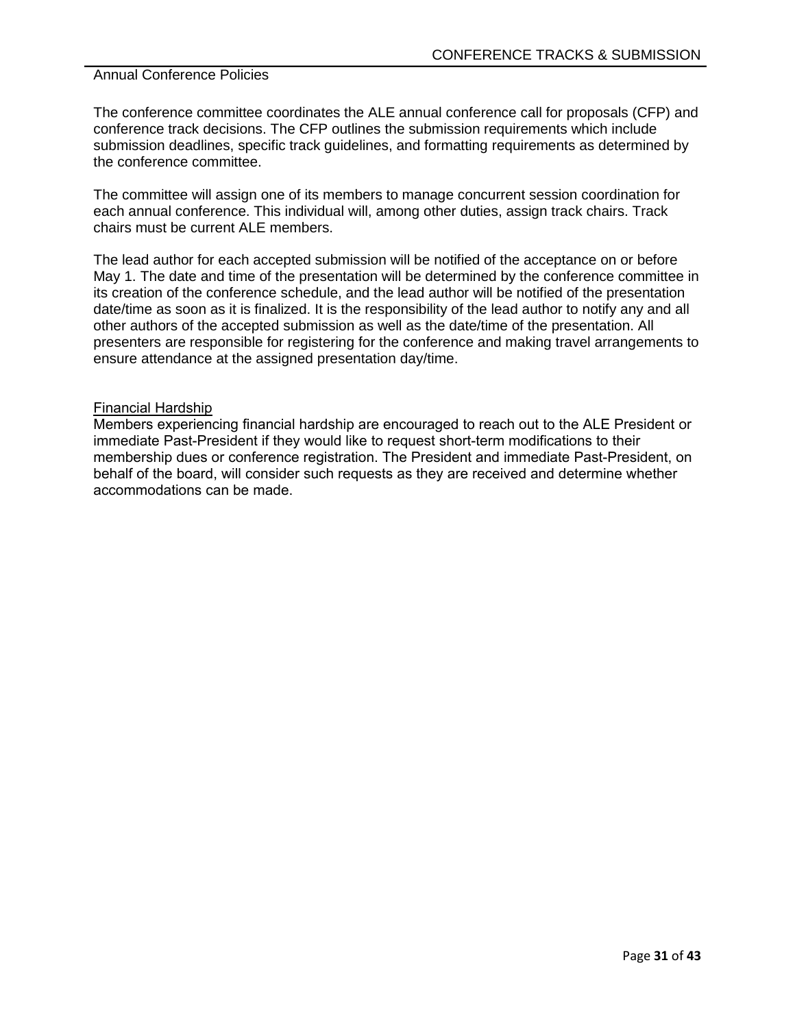Annual Conference Policies

The conference committee coordinates the ALE annual conference call for proposals (CFP) and conference track decisions. The CFP outlines the submission requirements which include submission deadlines, specific track guidelines, and formatting requirements as determined by the conference committee.

The committee will assign one of its members to manage concurrent session coordination for each annual conference. This individual will, among other duties, assign track chairs. Track chairs must be current ALE members.

The lead author for each accepted submission will be notified of the acceptance on or before May 1. The date and time of the presentation will be determined by the conference committee in its creation of the conference schedule, and the lead author will be notified of the presentation date/time as soon as it is finalized. It is the responsibility of the lead author to notify any and all other authors of the accepted submission as well as the date/time of the presentation. All presenters are responsible for registering for the conference and making travel arrangements to ensure attendance at the assigned presentation day/time.

Financial Hardship

Members experiencing financial hardship are encouraged to reach out to the ALE President or immediate Past-President if they would like to request short-term modifications to their membership dues or conference registration. The President and immediate Past-President, on behalf of the board, will consider such requests as they are received and determine whether accommodations can be made.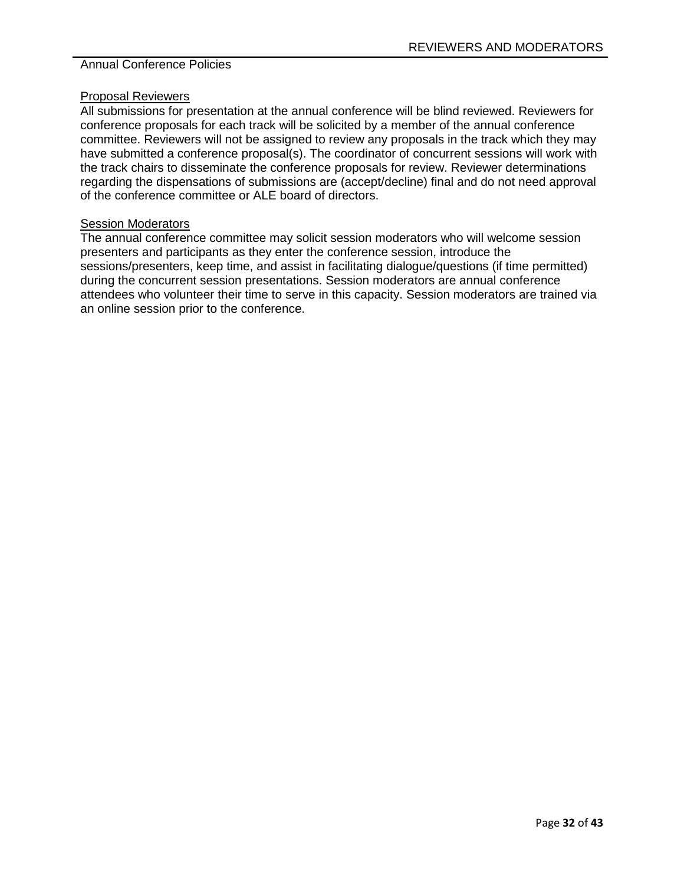Annual Conference Policies

## Proposal Reviewers

All submissions for presentation at the annual conference will be blind reviewed. Reviewers for conference proposals for each track will be solicited by a member of the annual conference committee. Reviewers will not be assigned to review any proposals in the track which they may have submitted a conference proposal(s). The coordinator of concurrent sessions will work with the track chairs to disseminate the conference proposals for review. Reviewer determinations regarding the dispensations of submissions are (accept/decline) final and do not need approval of the conference committee or ALE board of directors.

## Session Moderators

The annual conference committee may solicit session moderators who will welcome session presenters and participants as they enter the conference session, introduce the sessions/presenters, keep time, and assist in facilitating dialogue/questions (if time permitted) during the concurrent session presentations. Session moderators are annual conference attendees who volunteer their time to serve in this capacity. Session moderators are trained via an online session prior to the conference.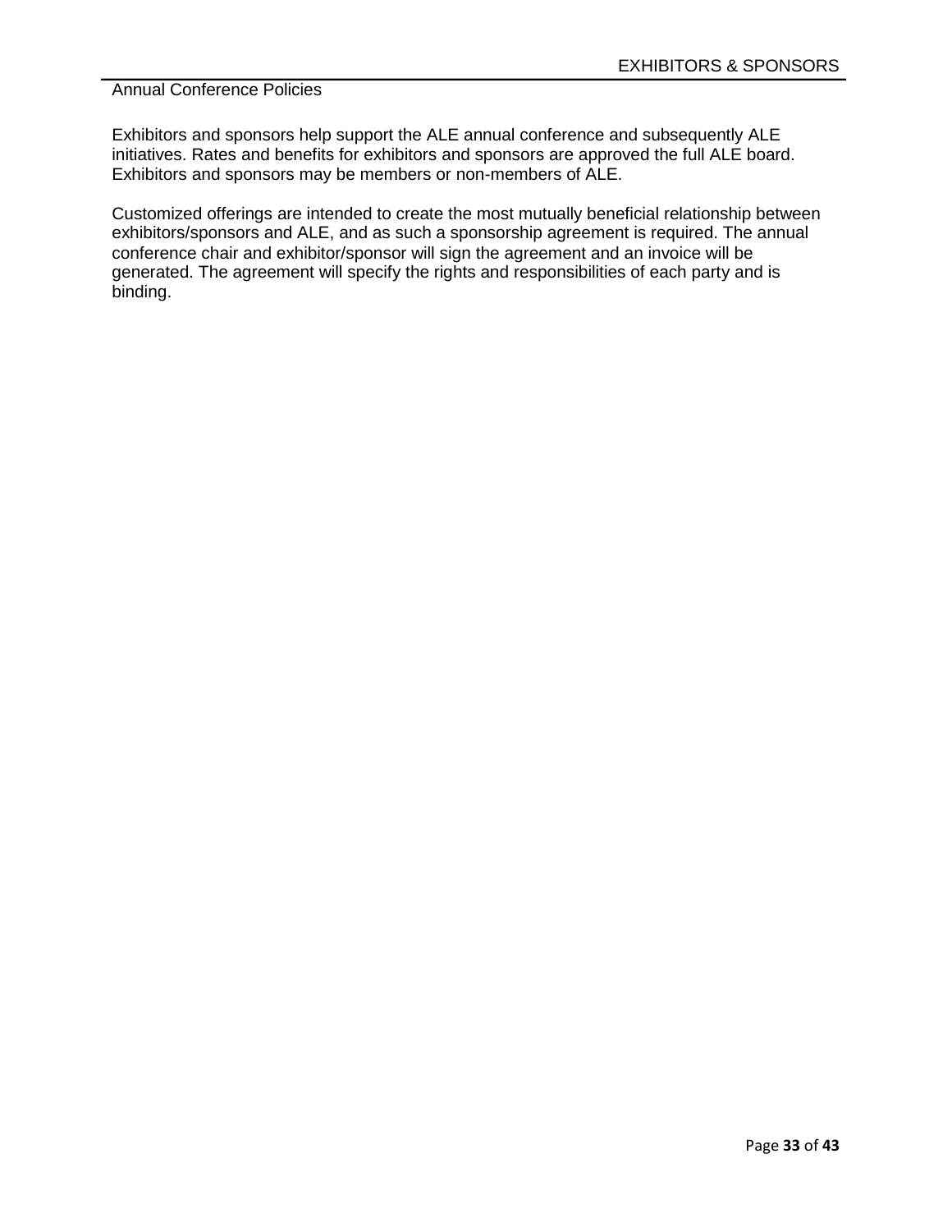Annual Conference Policies

Exhibitors and sponsors help support the ALE annual conference and subsequently ALE initiatives. Rates and benefits for exhibitors and sponsors are approved the full ALE board. Exhibitors and sponsors may be members or non-members of ALE.

Customized offerings are intended to create the most mutually beneficial relationship between exhibitors/sponsors and ALE, and as such a sponsorship agreement is required. The annual conference chair and exhibitor/sponsor will sign the agreement and an invoice will be generated. The agreement will specify the rights and responsibilities of each party and is binding.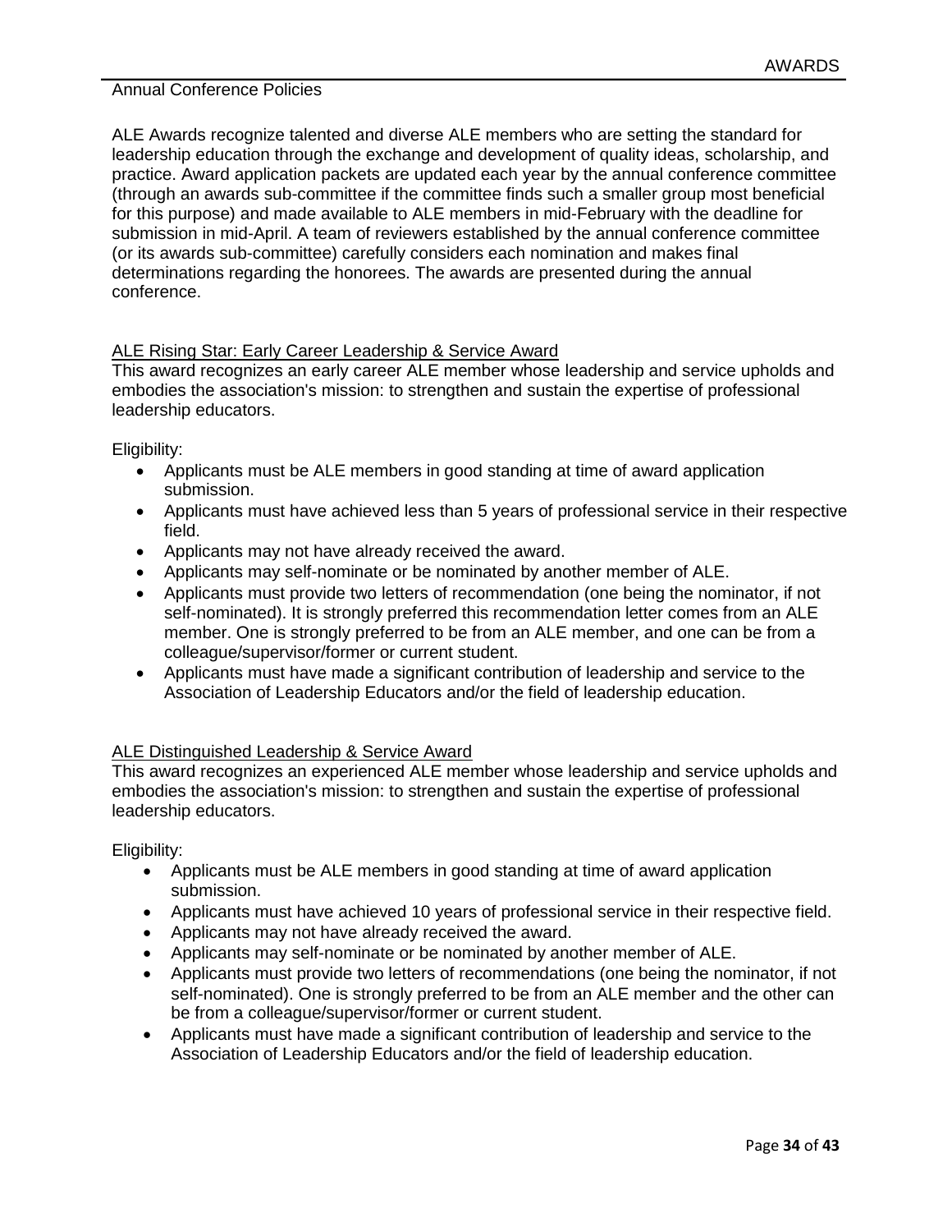Annual Conference Policies

ALE Awards recognize talented and diverse ALE members who are setting the standard for leadership education through the exchange and development of quality ideas, scholarship, and practice. Award application packets are updated each year by the annual conference committee (through an awards sub-committee if the committee finds such a smaller group most beneficial for this purpose) and made available to ALE members in mid-February with the deadline for submission in mid-April. A team of reviewers established by the annual conference committee (or its awards sub-committee) carefully considers each nomination and makes final determinations regarding the honorees. The awards are presented during the annual conference.

## ALE Rising Star: Early Career Leadership & Service Award

This award recognizes an early career ALE member whose leadership and service upholds and embodies the association's mission: to strengthen and sustain the expertise of professional leadership educators.

Eligibility:

- Applicants must be ALE members in good standing at time of award application submission.
- Applicants must have achieved less than 5 years of professional service in their respective field.
- Applicants may not have already received the award.
- Applicants may self-nominate or be nominated by another member of ALE.
- Applicants must provide two letters of recommendation (one being the nominator, if not self-nominated). It is strongly preferred this recommendation letter comes from an ALE member. One is strongly preferred to be from an ALE member, and one can be from a colleague/supervisor/former or current student.
- Applicants must have made a significant contribution of leadership and service to the Association of Leadership Educators and/or the field of leadership education.

## ALE Distinguished Leadership & Service Award

This award recognizes an experienced ALE member whose leadership and service upholds and embodies the association's mission: to strengthen and sustain the expertise of professional leadership educators.

Eligibility:

- Applicants must be ALE members in good standing at time of award application submission.
- Applicants must have achieved 10 years of professional service in their respective field.
- Applicants may not have already received the award.
- Applicants may self-nominate or be nominated by another member of ALE.
- Applicants must provide two letters of recommendations (one being the nominator, if not self-nominated). One is strongly preferred to be from an ALE member and the other can be from a colleague/supervisor/former or current student.
- Applicants must have made a significant contribution of leadership and service to the Association of Leadership Educators and/or the field of leadership education.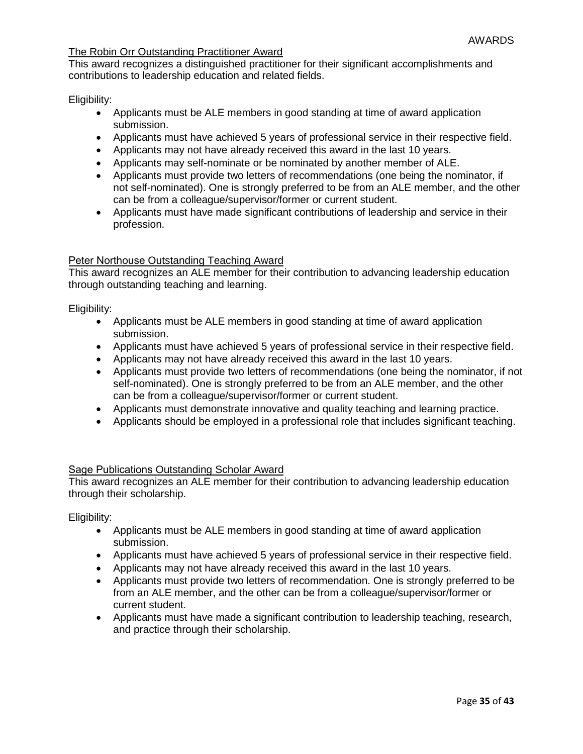### The Robin Orr Outstanding Practitioner Award

This award recognizes a distinguished practitioner for their significant accomplishments and contributions to leadership education and related fields.

Eligibility:

- Applicants must be ALE members in good standing at time of award application submission.
- Applicants must have achieved 5 years of professional service in their respective field.
- Applicants may not have already received this award in the last 10 years.
- Applicants may self-nominate or be nominated by another member of ALE.
- Applicants must provide two letters of recommendations (one being the nominator, if not self-nominated). One is strongly preferred to be from an ALE member, and the other can be from a colleague/supervisor/former or current student.
- Applicants must have made significant contributions of leadership and service in their profession.

### Peter Northouse Outstanding Teaching Award

This award recognizes an ALE member for their contribution to advancing leadership education through outstanding teaching and learning.

Eligibility:

- Applicants must be ALE members in good standing at time of award application submission.
- Applicants must have achieved 5 years of professional service in their respective field.
- Applicants may not have already received this award in the last 10 years.
- Applicants must provide two letters of recommendations (one being the nominator, if not self-nominated). One is strongly preferred to be from an ALE member, and the other can be from a colleague/supervisor/former or current student.
- Applicants must demonstrate innovative and quality teaching and learning practice.
- Applicants should be employed in a professional role that includes significant teaching.

### Sage Publications Outstanding Scholar Award

This award recognizes an ALE member for their contribution to advancing leadership education through their scholarship.

Eligibility:

- Applicants must be ALE members in good standing at time of award application submission.
- Applicants must have achieved 5 years of professional service in their respective field.
- Applicants may not have already received this award in the last 10 years.
- Applicants must provide two letters of recommendation. One is strongly preferred to be from an ALE member, and the other can be from a colleague/supervisor/former or current student.
- Applicants must have made a significant contribution to leadership teaching, research, and practice through their scholarship.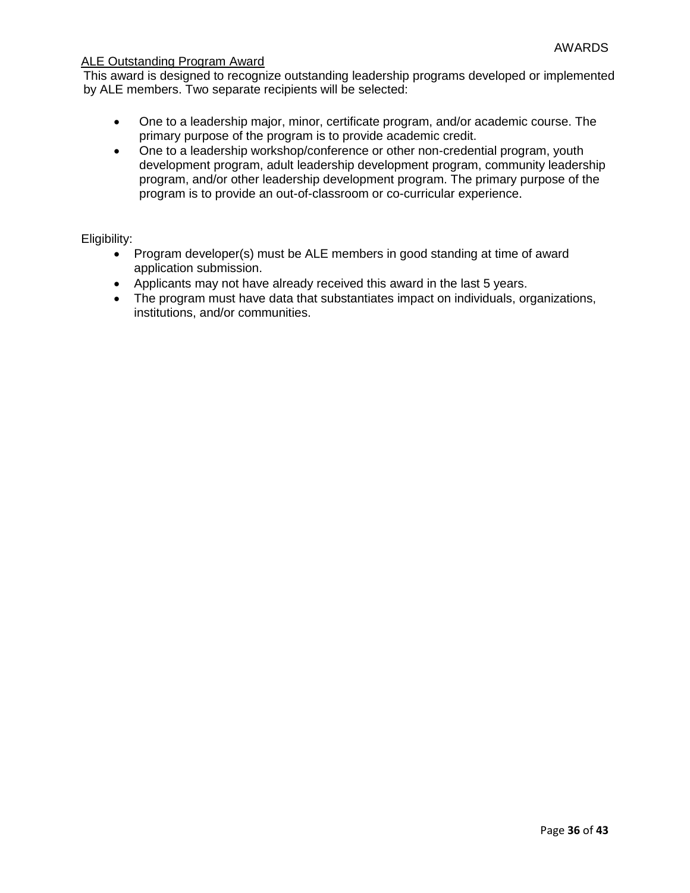## ALE Outstanding Program Award

This award is designed to recognize outstanding leadership programs developed or implemented by ALE members. Two separate recipients will be selected:

- One to a leadership major, minor, certificate program, and/or academic course. The primary purpose of the program is to provide academic credit.
- One to a leadership workshop/conference or other non-credential program, youth development program, adult leadership development program, community leadership program, and/or other leadership development program. The primary purpose of the program is to provide an out-of-classroom or co-curricular experience.

Eligibility:

- Program developer(s) must be ALE members in good standing at time of award application submission.
- Applicants may not have already received this award in the last 5 years.
- The program must have data that substantiates impact on individuals, organizations, institutions, and/or communities.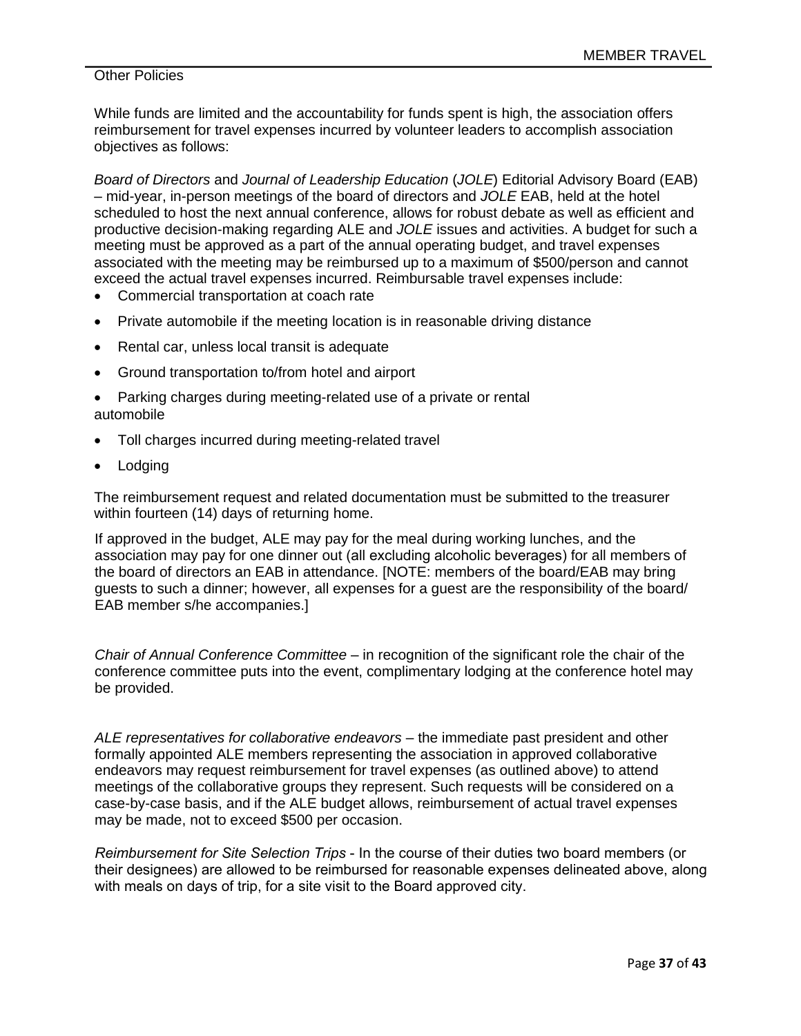Other Policies

While funds are limited and the accountability for funds spent is high, the association offers reimbursement for travel expenses incurred by volunteer leaders to accomplish association objectives as follows:

*Board of Directors* and *Journal of Leadership Education* (*JOLE*) Editorial Advisory Board (EAB) – mid-year, in-person meetings of the board of directors and *JOLE* EAB, held at the hotel scheduled to host the next annual conference, allows for robust debate as well as efficient and productive decision-making regarding ALE and *JOLE* issues and activities. A budget for such a meeting must be approved as a part of the annual operating budget, and travel expenses associated with the meeting may be reimbursed up to a maximum of $500/person and cannot exceed the actual travel expenses incurred. Reimbursable travel expenses include:

- Commercial transportation at coach rate
- Private automobile if the meeting location is in reasonable driving distance
- Rental car, unless local transit is adequate
- Ground transportation to/from hotel and airport
- Parking charges during meeting-related use of a private or rental automobile
- Toll charges incurred during meeting-related travel
- Lodging

The reimbursement request and related documentation must be submitted to the treasurer within fourteen (14) days of returning home.

If approved in the budget, ALE may pay for the meal during working lunches, and the association may pay for one dinner out (all excluding alcoholic beverages) for all members of the board of directors an EAB in attendance. [NOTE: members of the board/EAB may bring guests to such a dinner; however, all expenses for a guest are the responsibility of the board/ EAB member s/he accompanies.]

*Chair of Annual Conference Committee* – in recognition of the significant role the chair of the conference committee puts into the event, complimentary lodging at the conference hotel may be provided.

*ALE representatives for collaborative endeavors* – the immediate past president and other formally appointed ALE members representing the association in approved collaborative endeavors may request reimbursement for travel expenses (as outlined above) to attend meetings of the collaborative groups they represent. Such requests will be considered on a case-by-case basis, and if the ALE budget allows, reimbursement of actual travel expenses may be made, not to exceed $500 per occasion.

*Reimbursement for Site Selection Trips* - In the course of their duties two board members (or their designees) are allowed to be reimbursed for reasonable expenses delineated above, along with meals on days of trip, for a site visit to the Board approved city.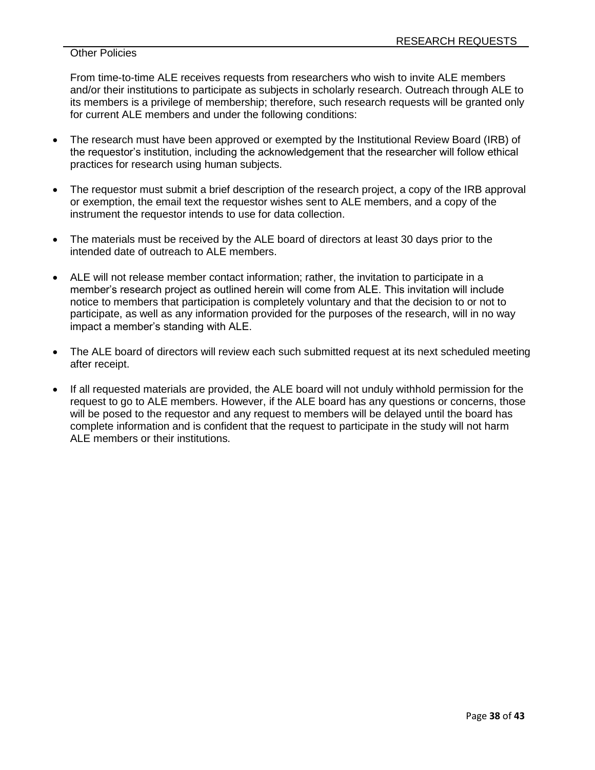## RESEARCH REQUESTS

Other Policies

From time-to-time ALE receives requests from researchers who wish to invite ALE members and/or their institutions to participate as subjects in scholarly research. Outreach through ALE to its members is a privilege of membership; therefore, such research requests will be granted only for current ALE members and under the following conditions:

- The research must have been approved or exempted by the Institutional Review Board (IRB) of the requestor's institution, including the acknowledgement that the researcher will follow ethical practices for research using human subjects.
- The requestor must submit a brief description of the research project, a copy of the IRB approval or exemption, the email text the requestor wishes sent to ALE members, and a copy of the instrument the requestor intends to use for data collection.
- The materials must be received by the ALE board of directors at least 30 days prior to the intended date of outreach to ALE members.
- ALE will not release member contact information; rather, the invitation to participate in a member's research project as outlined herein will come from ALE. This invitation will include notice to members that participation is completely voluntary and that the decision to or not to participate, as well as any information provided for the purposes of the research, will in no way impact a member's standing with ALE.
- The ALE board of directors will review each such submitted request at its next scheduled meeting after receipt.
- If all requested materials are provided, the ALE board will not unduly withhold permission for the request to go to ALE members. However, if the ALE board has any questions or concerns, those will be posed to the requestor and any request to members will be delayed until the board has complete information and is confident that the request to participate in the study will not harm ALE members or their institutions.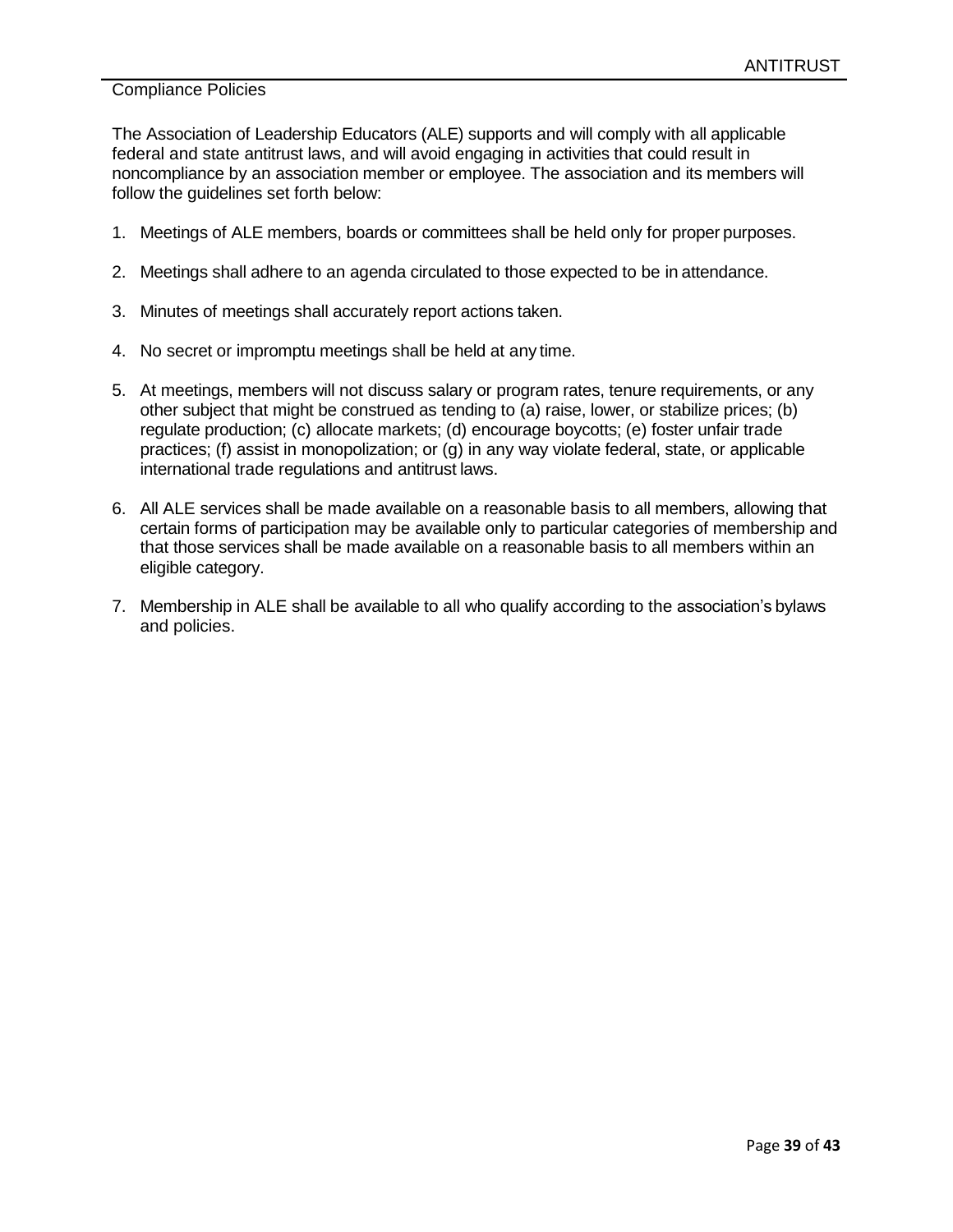# ANTITRUST

## Compliance Policies

The Association of Leadership Educators (ALE) supports and will comply with all applicable federal and state antitrust laws, and will avoid engaging in activities that could result in noncompliance by an association member or employee. The association and its members will follow the guidelines set forth below:

1. Meetings of ALE members, boards or committees shall be held only for proper purposes.

2. Meetings shall adhere to an agenda circulated to those expected to be in attendance.

3. Minutes of meetings shall accurately report actions taken.

4. No secret or impromptu meetings shall be held at any time.

5. At meetings, members will not discuss salary or program rates, tenure requirements, or any other subject that might be construed as tending to (a) raise, lower, or stabilize prices; (b) regulate production; (c) allocate markets; (d) encourage boycotts; (e) foster unfair trade practices; (f) assist in monopolization; or (g) in any way violate federal, state, or applicable international trade regulations and antitrust laws.

6. All ALE services shall be made available on a reasonable basis to all members, allowing that certain forms of participation may be available only to particular categories of membership and that those services shall be made available on a reasonable basis to all members within an eligible category.

7. Membership in ALE shall be available to all who qualify according to the association's bylaws and policies.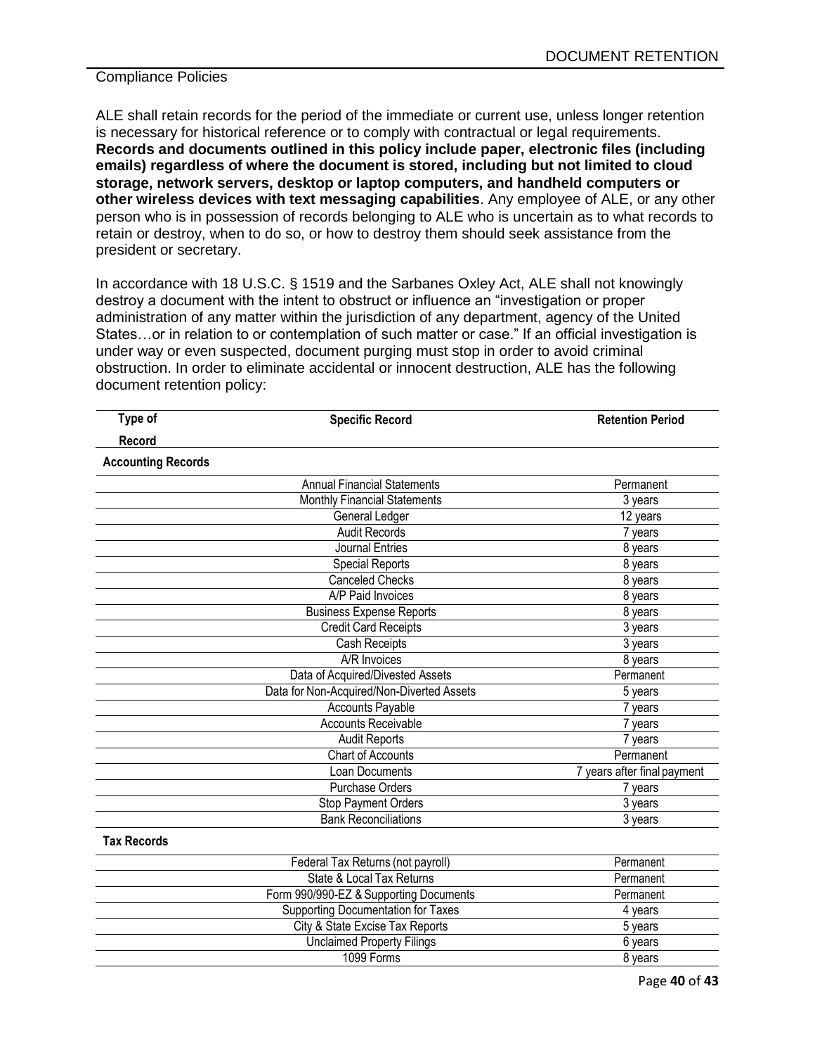Compliance Policies

ALE shall retain records for the period of the immediate or current use, unless longer retention is necessary for historical reference or to comply with contractual or legal requirements. **Records and documents outlined in this policy include paper, electronic files (including emails) regardless of where the document is stored, including but not limited to cloud storage, network servers, desktop or laptop computers, and handheld computers or other wireless devices with text messaging capabilities**. Any employee of ALE, or any other person who is in possession of records belonging to ALE who is uncertain as to what records to retain or destroy, when to do so, or how to destroy them should seek assistance from the president or secretary.

In accordance with 18 U.S.C. § 1519 and the Sarbanes Oxley Act, ALE shall not knowingly destroy a document with the intent to obstruct or influence an "investigation or proper administration of any matter within the jurisdiction of any department, agency of the United States…or in relation to or contemplation of such matter or case." If an official investigation is under way or even suspected, document purging must stop in order to avoid criminal obstruction. In order to eliminate accidental or innocent destruction, ALE has the following document retention policy:

| Type of Record | Specific Record | Retention Period |
|---|---|---|
| **Accounting Records** | | |
| | Annual Financial Statements | Permanent |
| | Monthly Financial Statements | 3 years |
| | General Ledger | 12 years |
| | Audit Records | 7 years |
| | Journal Entries | 8 years |
| | Special Reports | 8 years |
| | Canceled Checks | 8 years |
| | A/P Paid Invoices | 8 years |
| | Business Expense Reports | 8 years |
| | Credit Card Receipts | 3 years |
| | Cash Receipts | 3 years |
| | A/R Invoices | 8 years |
| | Data of Acquired/Divested Assets | Permanent |
| | Data for Non-Acquired/Non-Diverted Assets | 5 years |
| | Accounts Payable | 7 years |
| | Accounts Receivable | 7 years |
| | Audit Reports | 7 years |
| | Chart of Accounts | Permanent |
| | Loan Documents | 7 years after final payment |
| | Purchase Orders | 7 years |
| | Stop Payment Orders | 3 years |
| | Bank Reconciliations | 3 years |
| **Tax Records** | | |
| | Federal Tax Returns (not payroll) | Permanent |
| | State & Local Tax Returns | Permanent |
| | Form 990/990-EZ & Supporting Documents | Permanent |
| | Supporting Documentation for Taxes | 4 years |
| | City & State Excise Tax Reports | 5 years |
| | Unclaimed Property Filings | 6 years |
| | 1099 Forms | 8 years |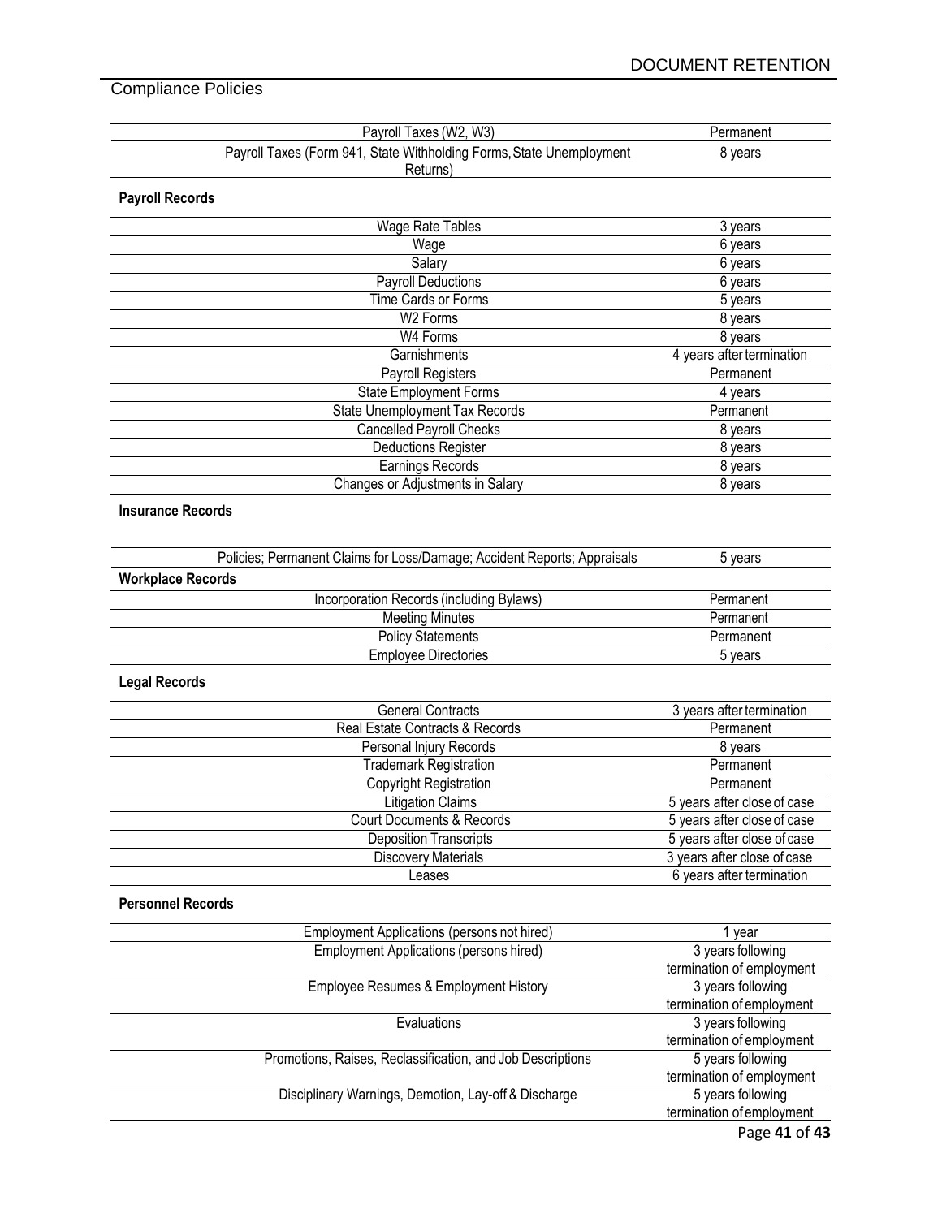## Compliance Policies

| | |
|---|---|
| Payroll Taxes (W2, W3) | Permanent |
| Payroll Taxes (Form 941, State Withholding Forms, State Unemployment Returns) | 8 years |

**Payroll Records**

| | |
|---|---|
| Wage Rate Tables | 3 years |
| Wage | 6 years |
| Salary | 6 years |
| Payroll Deductions | 6 years |
| Time Cards or Forms | 5 years |
| W2 Forms | 8 years |
| W4 Forms | 8 years |
| Garnishments | 4 years after termination |
| Payroll Registers | Permanent |
| State Employment Forms | 4 years |
| State Unemployment Tax Records | Permanent |
| Cancelled Payroll Checks | 8 years |
| Deductions Register | 8 years |
| Earnings Records | 8 years |
| Changes or Adjustments in Salary | 8 years |

**Insurance Records**

| | |
|---|---|
| Policies; Permanent Claims for Loss/Damage; Accident Reports; Appraisals | 5 years |

**Workplace Records**

| | |
|---|---|
| Incorporation Records (including Bylaws) | Permanent |
| Meeting Minutes | Permanent |
| Policy Statements | Permanent |
| Employee Directories | 5 years |

**Legal Records**

| | |
|---|---|
| General Contracts | 3 years after termination |
| Real Estate Contracts & Records | Permanent |
| Personal Injury Records | 8 years |
| Trademark Registration | Permanent |
| Copyright Registration | Permanent |
| Litigation Claims | 5 years after close of case |
| Court Documents & Records | 5 years after close of case |
| Deposition Transcripts | 5 years after close of case |
| Discovery Materials | 3 years after close of case |
| Leases | 6 years after termination |

**Personnel Records**

| | |
|---|---|
| Employment Applications (persons not hired) | 1 year |
| Employment Applications (persons hired) | 3 years following termination of employment |
| Employee Resumes & Employment History | 3 years following termination of employment |
| Evaluations | 3 years following termination of employment |
| Promotions, Raises, Reclassification, and Job Descriptions | 5 years following termination of employment |
| Disciplinary Warnings, Demotion, Lay-off & Discharge | 5 years following termination of employment |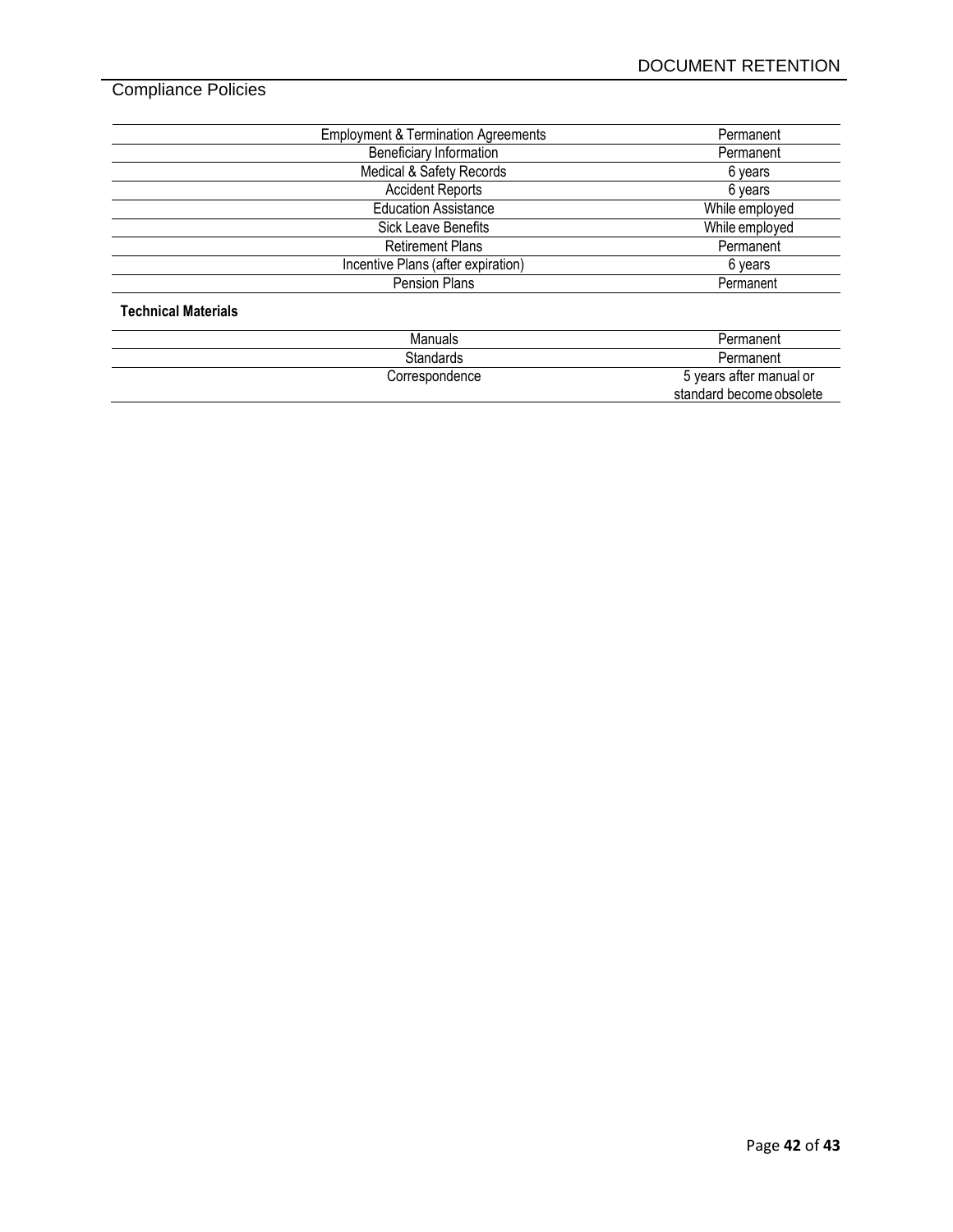| | |
|---|---|
| Employment & Termination Agreements | Permanent |
| Beneficiary Information | Permanent |
| Medical & Safety Records | 6 years |
| Accident Reports | 6 years |
| Education Assistance | While employed |
| Sick Leave Benefits | While employed |
| Retirement Plans | Permanent |
| Incentive Plans (after expiration) | 6 years |
| Pension Plans | Permanent |

**Technical Materials**

| | |
|---|---|
| Manuals | Permanent |
| Standards | Permanent |
| Correspondence | 5 years after manual or standard become obsolete |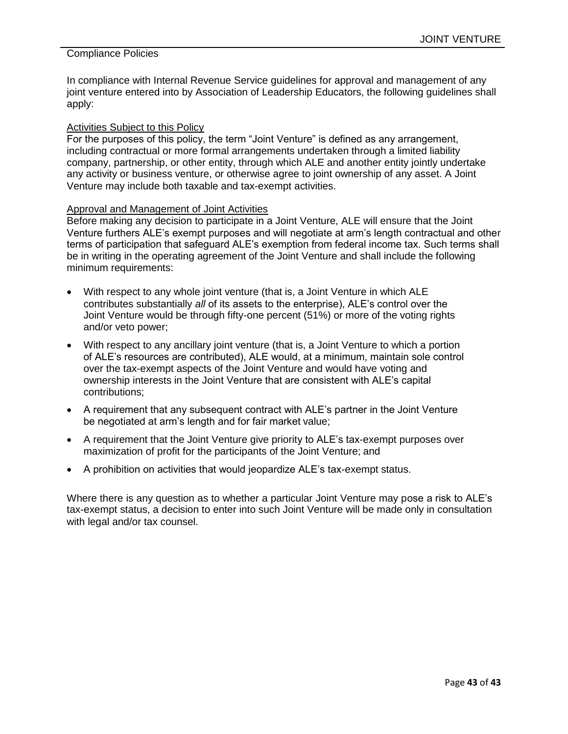# JOINT VENTURE

Compliance Policies

In compliance with Internal Revenue Service guidelines for approval and management of any joint venture entered into by Association of Leadership Educators, the following guidelines shall apply:

## Activities Subject to this Policy

For the purposes of this policy, the term "Joint Venture" is defined as any arrangement, including contractual or more formal arrangements undertaken through a limited liability company, partnership, or other entity, through which ALE and another entity jointly undertake any activity or business venture, or otherwise agree to joint ownership of any asset. A Joint Venture may include both taxable and tax-exempt activities.

## Approval and Management of Joint Activities

Before making any decision to participate in a Joint Venture, ALE will ensure that the Joint Venture furthers ALE's exempt purposes and will negotiate at arm's length contractual and other terms of participation that safeguard ALE's exemption from federal income tax. Such terms shall be in writing in the operating agreement of the Joint Venture and shall include the following minimum requirements:

- With respect to any whole joint venture (that is, a Joint Venture in which ALE contributes substantially *all* of its assets to the enterprise), ALE's control over the Joint Venture would be through fifty-one percent (51%) or more of the voting rights and/or veto power;
- With respect to any ancillary joint venture (that is, a Joint Venture to which a portion of ALE's resources are contributed), ALE would, at a minimum, maintain sole control over the tax-exempt aspects of the Joint Venture and would have voting and ownership interests in the Joint Venture that are consistent with ALE's capital contributions;
- A requirement that any subsequent contract with ALE's partner in the Joint Venture be negotiated at arm's length and for fair market value;
- A requirement that the Joint Venture give priority to ALE's tax-exempt purposes over maximization of profit for the participants of the Joint Venture; and
- A prohibition on activities that would jeopardize ALE's tax-exempt status.

Where there is any question as to whether a particular Joint Venture may pose a risk to ALE's tax-exempt status, a decision to enter into such Joint Venture will be made only in consultation with legal and/or tax counsel.